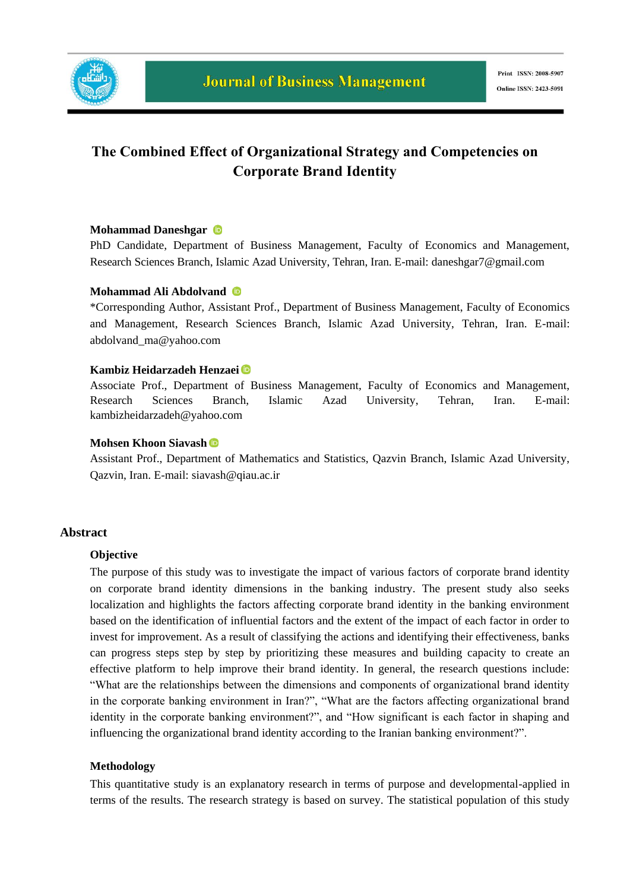# The Combined Effect of Organizational Strategy and Competencies on Corporate Brand Identity

**Mohammad Daneshgar**

PhD Candidate, Department of Business Management, Faculty of Economics and Management, Research Sciences Branch, Islamic Azad University, Tehran, Iran. E-mail: daneshgar7@gmail.com

**Mohammad Ali Abdolvand**

*Corresponding Author, Assistant Prof., Department of Business Management, Faculty of Economics and Management, Research Sciences Branch, Islamic Azad University, Tehran, Iran. E-mail: abdolvand_ma@yahoo.com

**Kambiz Heidarzadeh Henzaei**

Associate Prof., Department of Business Management, Faculty of Economics and Management, Research Sciences Branch, Islamic Azad University, Tehran, Iran. E-mail: kambizheidarzadeh@yahoo.com

**Mohsen Khoon Siavash**

Assistant Prof., Department of Mathematics and Statistics, Qazvin Branch, Islamic Azad University, Qazvin, Iran. E-mail: siavash@qiau.ac.ir

## Abstract

### Objective

The purpose of this study was to investigate the impact of various factors of corporate brand identity on corporate brand identity dimensions in the banking industry. The present study also seeks localization and highlights the factors affecting corporate brand identity in the banking environment based on the identification of influential factors and the extent of the impact of each factor in order to invest for improvement. As a result of classifying the actions and identifying their effectiveness, banks can progress steps step by step by prioritizing these measures and building capacity to create an effective platform to help improve their brand identity. In general, the research questions include: “What are the relationships between the dimensions and components of organizational brand identity in the corporate banking environment in Iran?”, “What are the factors affecting organizational brand identity in the corporate banking environment?”, and “How significant is each factor in shaping and influencing the organizational brand identity according to the Iranian banking environment?”.

### Methodology

This quantitative study is an explanatory research in terms of purpose and developmental-applied in terms of the results. The research strategy is based on survey. The statistical population of this study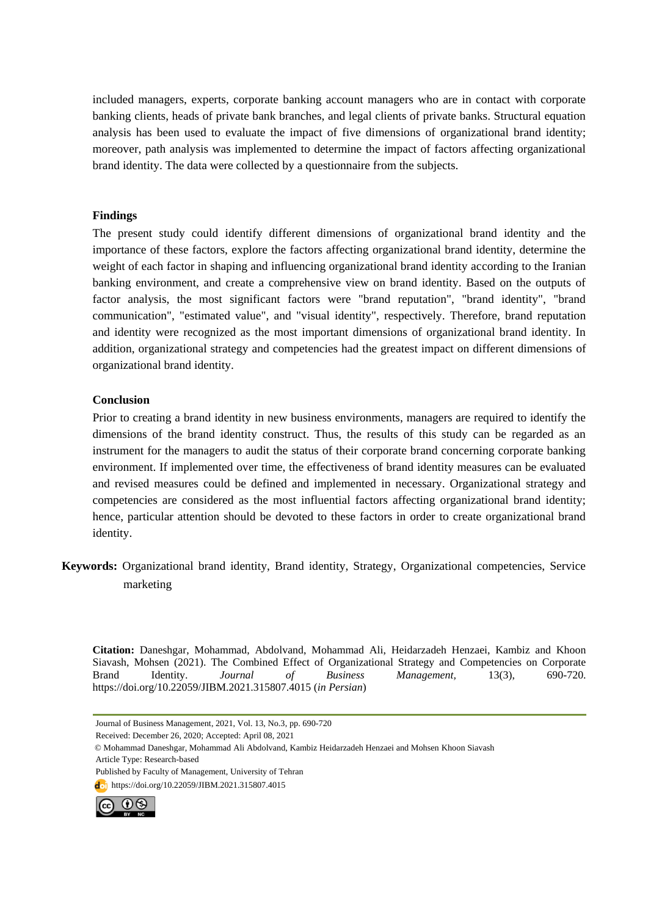included managers, experts, corporate banking account managers who are in contact with corporate banking clients, heads of private bank branches, and legal clients of private banks. Structural equation analysis has been used to evaluate the impact of five dimensions of organizational brand identity; moreover, path analysis was implemented to determine the impact of factors affecting organizational brand identity. The data were collected by a questionnaire from the subjects.

### Findings

The present study could identify different dimensions of organizational brand identity and the importance of these factors, explore the factors affecting organizational brand identity, determine the weight of each factor in shaping and influencing organizational brand identity according to the Iranian banking environment, and create a comprehensive view on brand identity. Based on the outputs of factor analysis, the most significant factors were "brand reputation", "brand identity", "brand communication", "estimated value", and "visual identity", respectively. Therefore, brand reputation and identity were recognized as the most important dimensions of organizational brand identity. In addition, organizational strategy and competencies had the greatest impact on different dimensions of organizational brand identity.

### Conclusion

Prior to creating a brand identity in new business environments, managers are required to identify the dimensions of the brand identity construct. Thus, the results of this study can be regarded as an instrument for the managers to audit the status of their corporate brand concerning corporate banking environment. If implemented over time, the effectiveness of brand identity measures can be evaluated and revised measures could be defined and implemented in necessary. Organizational strategy and competencies are considered as the most influential factors affecting organizational brand identity; hence, particular attention should be devoted to these factors in order to create organizational brand identity.

**Keywords:** Organizational brand identity, Brand identity, Strategy, Organizational competencies, Service marketing

**Citation:** Daneshgar, Mohammad, Abdolvand, Mohammad Ali, Heidarzadeh Henzaei, Kambiz and Khoon Siavash, Mohsen (2021). The Combined Effect of Organizational Strategy and Competencies on Corporate Brand Identity. *Journal of Business Management,* 13(3), 690-720. https://doi.org/10.22059/JIBM.2021.315807.4015 (*in Persian*)

Journal of Business Management, 2021, Vol. 13, No.3, pp. 690-720
Received: December 26, 2020; Accepted: April 08, 2021
© Mohammad Daneshgar, Mohammad Ali Abdolvand, Kambiz Heidarzadeh Henzaei and Mohsen Khoon Siavash
Article Type: Research-based
Published by Faculty of Management, University of Tehran
https://doi.org/10.22059/JIBM.2021.315807.4015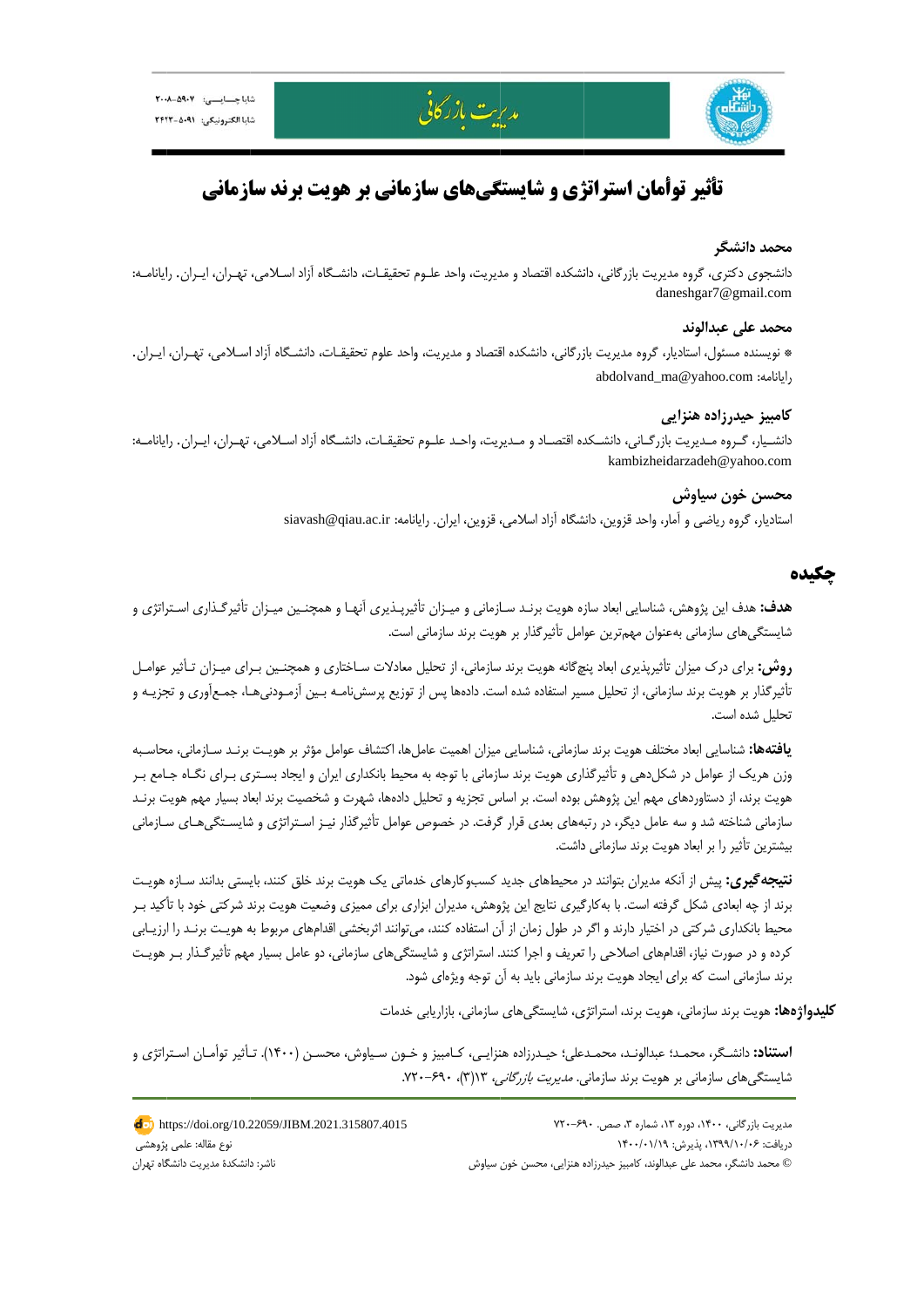# تأثیر توأمان استراتژی و شایستگی‌های سازمانی بر هویت برند سازمانی

### محمد دانشگر

دانشجوی دکتری، گروه مدیریت بازرگانی، دانشکده اقتصاد و مدیریت، واحد علوم تحقیقات، دانشگاه آزاد اسلامی، تهران، ایران. رایانامه: daneshgar7@gmail.com

### محمد علی عبدالوند

* نویسنده مسئول، استادیار، گروه مدیریت بازرگانی، دانشکده اقتصاد و مدیریت، واحد علوم تحقیقات، دانشگاه آزاد اسلامی، تهران، ایران. رایانامه: abdolvand_ma@yahoo.com

### کامبیز حیدرزاده هنزایی

دانشیار، گروه مدیریت بازرگانی، دانشکده اقتصاد و مدیریت، واحد علوم تحقیقات، دانشگاه آزاد اسلامی، تهران، ایران. رایانامه: kambizheidarzadeh@yahoo.com

### محسن خون سیاوش

استادیار، گروه ریاضی و آمار، واحد قزوین، دانشگاه آزاد اسلامی، قزوین، ایران. رایانامه: siavash@qiau.ac.ir

## چکیده

**هدف:** هدف این پژوهش، شناسایی ابعاد سازه هویت برند سازمانی و میزان تأثیرپذیری آنها و همچنین میزان تأثیرگذاری استراتژی و شایستگی‌های سازمانی به‌عنوان مهم‌ترین عوامل تأثیرگذار بر هویت برند سازمانی است.

**روش:** برای درک میزان تأثیرپذیری ابعاد پنج‌گانه هویت برند سازمانی، از تحلیل معادلات ساختاری و همچنین برای میزان تأثیر عوامل تأثیرگذار بر هویت برند سازمانی، از تحلیل مسیر استفاده شده است. داده‌ها پس از توزیع پرسش‌نامه بین آزمودنی‌ها، جمع‌آوری و تجزیه و تحلیل شده است.

**یافته‌ها:** شناسایی ابعاد مختلف هویت برند سازمانی، شناسایی میزان اهمیت عامل‌ها، اکتشاف عوامل مؤثر بر هویت برند سازمانی، محاسبه وزن هریک از عوامل در شکل‌دهی و تأثیرگذاری هویت برند سازمانی با توجه به محیط بانکداری ایران و ایجاد بستری برای نگاه جامع بر هویت برند، از دستاوردهای مهم این پژوهش بوده است. بر اساس تجزیه و تحلیل داده‌ها، شهرت و شخصیت برند ابعاد بسیار مهم هویت برند سازمانی شناخته شد و سه عامل دیگر، در رتبه‌های بعدی قرار گرفت. در خصوص عوامل تأثیرگذار نیز استراتژی و شایستگی‌های سازمانی بیشترین تأثیر را بر ابعاد هویت برند سازمانی داشت.

**نتیجه‌گیری:** پیش از آنکه مدیران بتوانند در محیط‌های جدید کسب‌وکارهای خدماتی یک هویت برند خلق کنند، بایستی بدانند سازه هویت برند از چه ابعادی شکل گرفته است. با به‌کارگیری نتایج این پژوهش، مدیران ابزاری برای ممیزی وضعیت هویت برند شرکتی خود با تأکید بر محیط بانکداری شرکتی در اختیار دارند و اگر در طول زمان از آن استفاده کنند، می‌توانند اثربخشی اقدام‌های مربوط به هویت برند را ارزیابی کرده و در صورت نیاز، اقدام‌های اصلاحی را تعریف و اجرا کنند. استراتژی و شایستگی‌های سازمانی، دو عامل بسیار مهم تأثیرگذار بر هویت برند سازمانی است که برای ایجاد هویت برند سازمانی باید به آن توجه ویژه‌ای شود.

**کلیدواژه‌ها:** هویت برند سازمانی، هویت برند، استراتژی، شایستگی‌های سازمانی، بازاریابی خدمات

**استناد:** دانشگر، محمد؛ عبدالوند، محمدعلی؛ حیدرزاده هنزایی، کامبیز و خون سیاوش، محسن (۱۴۰۰). تأثیر توأمان استراتژی و شایستگی‌های سازمانی بر هویت برند سازمانی. *مدیریت بازرگانی*، ۱۳(۳)، ۶۹۰–۷۲۰.

---

https://doi.org/10.22059/JIBM.2021.315807.4015

نوع مقاله: علمی پژوهشی

ناشر: دانشکدۀ مدیریت دانشگاه تهران

دریافت: ۱۳۹۹/۱۰/۰۶، پذیرش: ۱۴۰۰/۰۱/۱۹

© محمد دانشگر، محمد علی عبدالوند، کامبیز حیدرزاده هنزایی، محسن خون سیاوش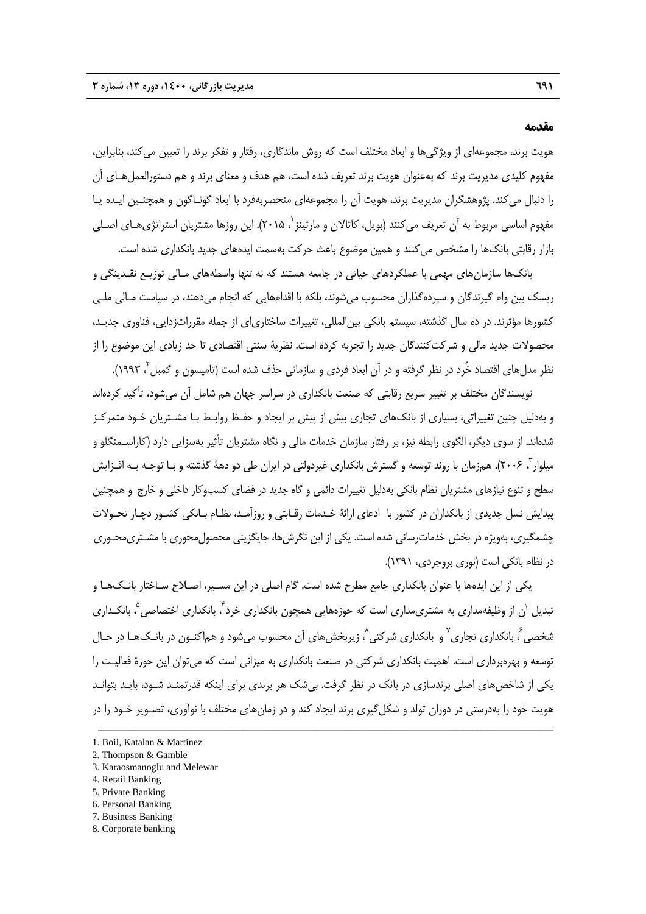## مقدمه

هویت برند، مجموعه‌ای از ویژگی‌ها و ابعاد مختلف است که روش ماندگاری، رفتار و تفکر برند را تعیین می‌کند، بنابراین، مفهوم کلیدی مدیریت برند که به‌عنوان هویت برند تعریف شده است، هم هدف و معنای برند و هم دستورالعمل‌های آن را دنبال می‌کند. پژوهشگران مدیریت برند، هویت آن را مجموعه‌ای منحصربه‌فرد با ابعاد گوناگون و همچنین ایده یا مفهوم اساسی مربوط به آن تعریف می‌کنند (بویل، کاتالان و مارتینز[1]، ۲۰۱۵). این روزها مشتریان استراتژی‌های اصلی بازار رقابتی بانک‌ها را مشخص می‌کنند و همین موضوع باعث حرکت به‌سمت ایده‌های جدید بانکداری شده است.

بانک‌ها سازمان‌های مهمی با عملکردهای حیاتی در جامعه هستند که نه تنها واسطه‌های مالی توزیع نقدینگی و ریسک بین وام گیرندگان و سپرده‌گذاران محسوب می‌شوند، بلکه با اقدام‌هایی که انجام می‌دهند، در سیاست مالی ملی کشورها مؤثرند. در ده سال گذشته، سیستم بانکی بین‌المللی، تغییرات ساختاری‌ای از جمله مقررات‌زدایی، فناوری جدید، محصولات جدید مالی و شرکت‌کنندگان جدید را تجربه کرده است. نظریهٔ سنتی اقتصادی تا حد زیادی این موضوع را از نظر مدل‌های اقتصاد خُرد در نظر گرفته و در آن ابعاد فردی و سازمانی حذف شده است (تامپسون و گمبل[2]، ۱۹۹۳).

نویسندگان مختلف بر تغییر سریع رقابتی که صنعت بانکداری در سراسر جهان هم شامل آن می‌شود، تأکید کرده‌اند و به‌دلیل چنین تغییراتی، بسیاری از بانک‌های تجاری بیش از پیش بر ایجاد و حفظ روابط با مشتریان خود متمرکز شده‌اند. از سوی دیگر، الگوی رابطه نیز، بر رفتار سازمان خدمات مالی و نگاه مشتریان تأثیر به‌سزایی دارد (کاراسمنگلو و میلوار[3]، ۲۰۰۶). همزمان با روند توسعه و گسترش بانکداری غیردولتی در ایران طی دو دههٔ گذشته و با توجه به افزایش سطح و تنوع نیازهای مشتریان نظام بانکی به‌دلیل تغییرات دائمی و گاه جدید در فضای کسب‌وکار داخلی و خارج و همچنین پیدایش نسل جدیدی از بانکداران در کشور با ادعای ارائهٔ خدمات رقابتی و روزآمد، نظام بانکی کشور دچار تحولات چشمگیری، به‌ویژه در بخش خدمات‌رسانی شده است. یکی از این نگرش‌ها، جایگزینی محصول‌محوری با مشتری‌محوری در نظام بانکی است (نوری بروجردی، ۱۳۹۱).

یکی از این ایده‌ها با عنوان بانکداری جامع مطرح شده است. گام اصلی در این مسیر، اصلاح ساختار بانک‌ها و تبدیل آن از وظیفه‌مداری به مشتری‌مداری است که حوزه‌هایی همچون بانکداری خرد[4]، بانکداری اختصاصی[5]، بانکداری شخصی[6]، بانکداری تجاری[7] و بانکداری شرکتی[8]، زیربخش‌های آن محسوب می‌شود و هم‌اکنون در بانک‌ها در حال توسعه و بهره‌برداری است. اهمیت بانکداری شرکتی در صنعت بانکداری به میزانی است که می‌توان این حوزهٔ فعالیت را یکی از شاخص‌های اصلی برندسازی در بانک در نظر گرفت. بی‌شک هر برندی برای اینکه قدرتمند شود، باید بتواند هویت خود را به‌درستی در دوران تولد و شکل‌گیری برند ایجاد کند و در زمان‌های مختلف با نوآوری، تصویر خود را در

---

1. Boil, Katalan & Martinez
2. Thompson & Gamble
3. Karaosmanoglu and Melewar
4. Retail Banking
5. Private Banking
6. Personal Banking
7. Business Banking
8. Corporate banking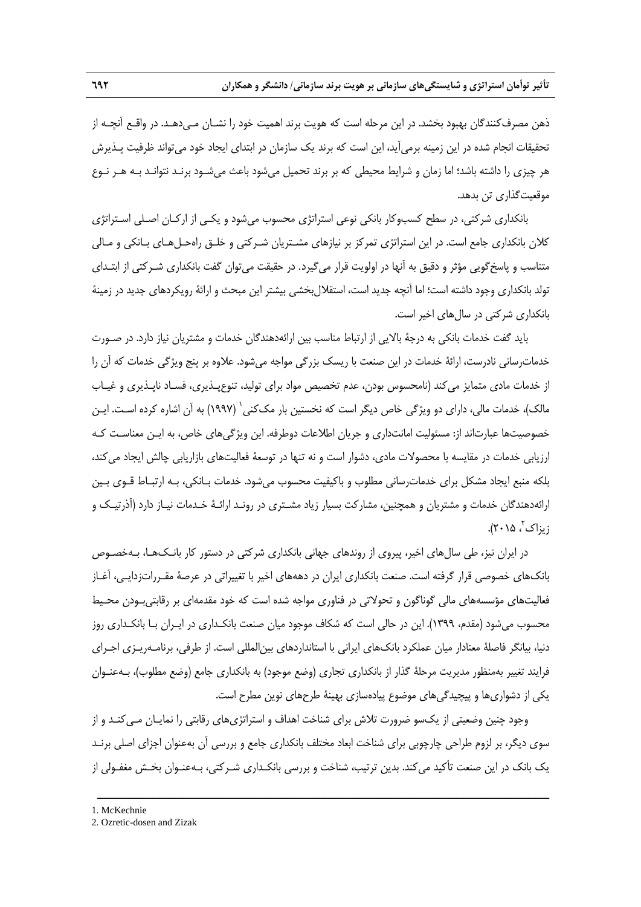ذهن مصرف‌کنندگان بهبود بخشد. در این مرحله است که هویت برند اهمیت خود را نشان می‌دهد. در واقع آنچه از تحقیقات انجام شده در این زمینه برمی‌آید، این است که برند یک سازمان در ابتدای ایجاد خود می‌تواند ظرفیت پذیرش هر چیزی را داشته باشد؛ اما زمان و شرایط محیطی که بر برند تحمیل می‌شود باعث می‌شود برند نتواند به هر نوع موقعیت‌گذاری تن بدهد.

بانکداری شرکتی، در سطح کسب‌وکار بانکی نوعی استراتژی محسوب می‌شود و یکی از ارکان اصلی استراتژی کلان بانکداری جامع است. در این استراتژی تمرکز بر نیازهای مشتریان شرکتی و خلق راه‌حل‌های بانکی و مالی متناسب و پاسخ‌گویی مؤثر و دقیق به آنها در اولویت قرار می‌گیرد. در حقیقت می‌توان گفت بانکداری شرکتی از ابتدای تولد بانکداری وجود داشته است؛ اما آنچه جدید است، استقلال‌بخشی بیشتر این مبحث و ارائهٔ رویکردهای جدید در زمینهٔ بانکداری شرکتی در سال‌های اخیر است.

باید گفت خدمات بانکی به درجهٔ بالایی از ارتباط مناسب بین ارائه‌دهندگان خدمات و مشتریان نیاز دارد. در صورت خدمات‌رسانی نادرست، ارائهٔ خدمات در این صنعت با ریسک بزرگی مواجه می‌شود. علاوه بر پنج ویژگی خدمات که آن را از خدمات مادی متمایز می‌کند (نامحسوس بودن، عدم تخصیص مواد برای تولید، تنوع‌پذیری، فساد ناپذیری و غیاب مالک)، خدمات مالی، دارای دو ویژگی خاص دیگر است که نخستین بار مک‌کنی[1] (۱۹۹۷) به آن اشاره کرده است. این خصوصیت‌ها عبارت‌اند از: مسئولیت امانت‌داری و جریان اطلاعات دوطرفه. این ویژگی‌های خاص، به این معناست که ارزیابی خدمات در مقایسه با محصولات مادی، دشوار است و نه تنها در توسعهٔ فعالیت‌های بازاریابی چالش ایجاد می‌کند، بلکه منبع ایجاد مشکل برای خدمات‌رسانی مطلوب و باکیفیت محسوب می‌شود. خدمات بانکی، به ارتباط قوی بین ارائه‌دهندگان خدمات و مشتریان و همچنین، مشارکت بسیار زیاد مشتری در روند ارائهٔ خدمات نیاز دارد (آذرتیک و زیزاک[2]، ۲۰۱۵).

در ایران نیز، طی سال‌های اخیر، پیروی از روندهای جهانی بانکداری شرکتی در دستور کار بانک‌ها، به‌خصوص بانک‌های خصوصی قرار گرفته است. صنعت بانکداری ایران در دهه‌های اخیر با تغییراتی در عرصهٔ مقررات‌زدایی، آغاز فعالیت‌های مؤسسه‌های مالی گوناگون و تحولاتی در فناوری مواجه شده است که خود مقدمه‌ای بر رقابتی‌بودن محیط محسوب می‌شود (مقدم، ۱۳۹۹). این در حالی است که شکاف موجود میان صنعت بانکداری در ایران با بانکداری روز دنیا، بیانگر فاصلهٔ معنادار میان عملکرد بانک‌های ایرانی با استانداردهای بین‌المللی است. از طرفی، برنامه‌ریزی اجرای فرایند تغییر به‌منظور مدیریت مرحلهٔ گذار از بانکداری تجاری (وضع موجود) به بانکداری جامع (وضع مطلوب)، به‌عنوان یکی از دشواری‌ها و پیچیدگی‌های موضوع پیاده‌سازی بهینهٔ طرح‌های نوین مطرح است.

وجود چنین وضعیتی از یک‌سو ضرورت تلاش برای شناخت اهداف و استراتژی‌های رقابتی را نمایان می‌کند و از سوی دیگر، بر لزوم طراحی چارچوبی برای شناخت ابعاد مختلف بانکداری جامع و بررسی آن به‌عنوان اجزای اصلی برند یک بانک در این صنعت تأکید می‌کند. بدین ترتیب، شناخت و بررسی بانکداری شرکتی، به‌عنوان بخش مغفولی از

---

1. McKechnie
2. Ozretic-dosen and Zizak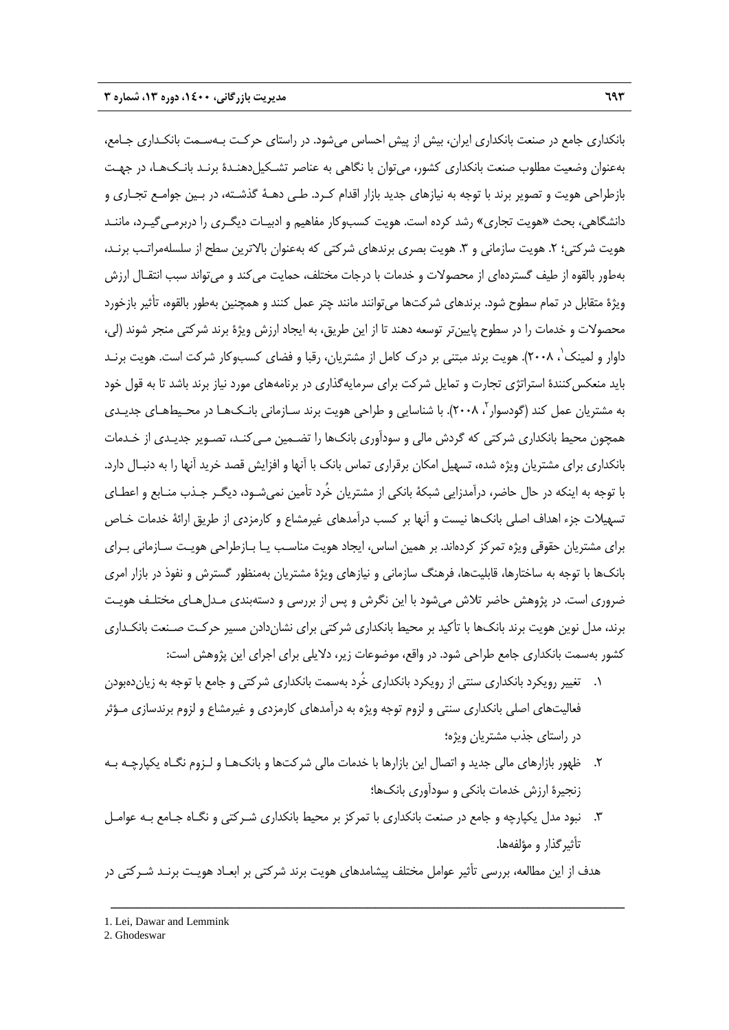بانکداری جامع در صنعت بانکداری ایران، بیش از پیش احساس می‌شود. در راستای حرکت به‌سمت بانکداری جامع، به‌عنوان وضعیت مطلوب صنعت بانکداری کشور، می‌توان با نگاهی به عناصر تشکیل‌دهندهٔ برند بانک‌ها، در جهت بازطراحی هویت و تصویر برند با توجه به نیازهای جدید بازار اقدام کرد. طی دههٔ گذشته، در بین جوامع تجاری و دانشگاهی، بحث «هویت تجاری» رشد کرده است. هویت کسب‌وکار مفاهیم و ادبیات دیگری را دربرمی‌گیرد، مانند هویت شرکتی؛ ۲. هویت سازمانی و ۳. هویت بصری برندهای شرکتی که به‌عنوان بالاترین سطح از سلسله‌مراتب برند، به‌طور بالقوه از طیف گسترده‌ای از محصولات و خدمات با درجات مختلف، حمایت می‌کند و می‌تواند سبب انتقال ارزش ویژهٔ متقابل در تمام سطوح شود. برندهای شرکت‌ها می‌توانند مانند چتر عمل کنند و همچنین به‌طور بالقوه، تأثیر بازخورد محصولات و خدمات را در سطوح پایین‌تر توسعه دهند تا از این طریق، به ایجاد ارزش ویژهٔ برند شرکتی منجر شوند (لی، داوار و لمینک[1]، ۲۰۰۸). هویت برند مبتنی بر درک کامل از مشتریان، رقبا و فضای کسب‌وکار شرکت است. هویت برند باید منعکس‌کنندهٔ استراتژی تجارت و تمایل شرکت برای سرمایه‌گذاری در برنامه‌های مورد نیاز برند باشد تا به قول خود به مشتریان عمل کند (گودسوار[2]، ۲۰۰۸). با شناسایی و طراحی هویت برند سازمانی بانک‌ها در محیط‌های جدیدی همچون محیط بانکداری شرکتی که گردش مالی و سودآوری بانک‌ها را تضمین می‌کند، تصویر جدیدی از خدمات بانکداری برای مشتریان ویژه شده، تسهیل امکان برقراری تماس بانک با آنها و افزایش قصد خرید آنها را به دنبال دارد. با توجه به اینکه در حال حاضر، درآمدزایی شبکهٔ بانکی از مشتریان خُرد تأمین نمی‌شود، دیگر جذب منابع و اعطای تسهیلات جزء اهداف اصلی بانک‌ها نیست و آنها بر کسب درآمدهای غیرمشاع و کارمزدی از طریق ارائهٔ خدمات خاص برای مشتریان حقوقی ویژه تمرکز کرده‌اند. بر همین اساس، ایجاد هویت مناسب یا بازطراحی هویت سازمانی برای بانک‌ها با توجه به ساختارها، قابلیت‌ها، فرهنگ سازمانی و نیازهای ویژهٔ مشتریان به‌منظور گسترش و نفوذ در بازار امری ضروری است. در پژوهش حاضر تلاش می‌شود با این نگرش و پس از بررسی و دسته‌بندی مدل‌های مختلف هویت برند، مدل نوین هویت برند بانک‌ها با تأکید بر محیط بانکداری شرکتی برای نشان‌دادن مسیر حرکت صنعت بانکداری کشور به‌سمت بانکداری جامع طراحی شود. در واقع، موضوعات زیر، دلایلی برای اجرای این پژوهش است:

۱. تغییر رویکرد بانکداری سنتی از رویکرد بانکداری خُرد به‌سمت بانکداری شرکتی و جامع با توجه به زیان‌ده‌بودن فعالیت‌های اصلی بانکداری سنتی و لزوم توجه ویژه به درآمدهای کارمزدی و غیرمشاع و لزوم برندسازی مؤثر در راستای جذب مشتریان ویژه؛

۲. ظهور بازارهای مالی جدید و اتصال این بازارها با خدمات مالی شرکت‌ها و بانک‌ها و لزوم نگاه یکپارچه به زنجیرهٔ ارزش خدمات بانکی و سودآوری بانک‌ها؛

۳. نبود مدل یکپارچه و جامع در صنعت بانکداری با تمرکز بر محیط بانکداری شرکتی و نگاه جامع به عوامل تأثیرگذار و مؤلفه‌ها.

هدف از این مطالعه، بررسی تأثیر عوامل مختلف پیشامدهای هویت برند شرکتی بر ابعاد هویت برند شرکتی در

---

1. Lei, Dawar and Lemmink
2. Ghodeswar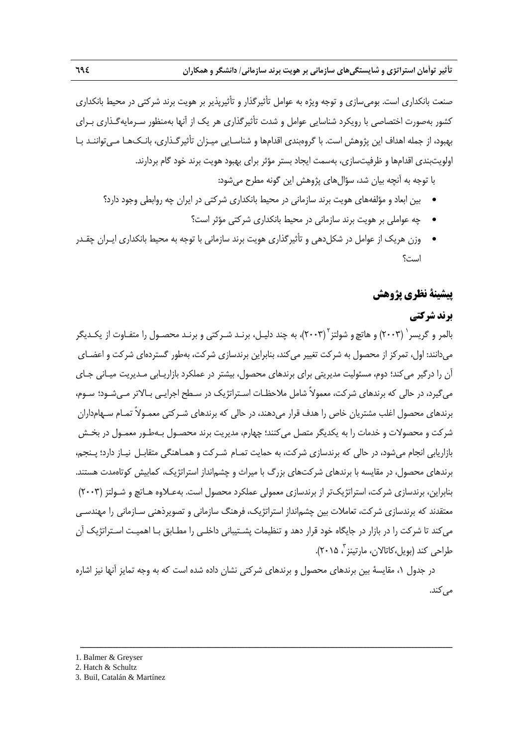صنعت بانکداری است. بومی‌سازی و توجه ویژه به عوامل تأثیرگذار و تأثیرپذیر بر هویت برند شرکتی در محیط بانکداری کشور به‌صورت اختصاصی با رویکرد شناسایی عوامل و شدت تأثیرگذاری هر یک از آنها به‌منظور سرمایه‌گذاری برای بهبود، از جمله اهداف این پژوهش است. با گروه‌بندی اقدام‌ها و شناسایی میزان تأثیرگذاری، بانک‌ها می‌توانند با اولویت‌بندی اقدام‌ها و ظرفیت‌سازی، به‌سمت ایجاد بستر مؤثر برای بهبود هویت برند خود گام بردارند.

با توجه به آنچه بیان شد، سؤال‌های پژوهش این گونه مطرح می‌شود:

- بین ابعاد و مؤلفه‌های هویت برند سازمانی در محیط بانکداری شرکتی در ایران چه روابطی وجود دارد؟
- چه عواملی بر هویت برند سازمانی در محیط بانکداری شرکتی مؤثر است؟
- وزن هریک از عوامل در شکل‌دهی و تأثیرگذاری هویت برند سازمانی با توجه به محیط بانکداری ایران چقدر است؟

## پیشینهٔ نظری پژوهش

### برند شرکتی

بالمر و گریسر[1] (۲۰۰۳) و هاتچ و شولتز[2] (۲۰۰۳)، به چند دلیل، برند شرکتی و برند محصول را متفاوت از یکدیگر می‌دانند: اول، تمرکز از محصول به شرکت تغییر می‌کند، بنابراین برندسازی شرکت، به‌طور گسترده‌ای شرکت و اعضای آن را درگیر می‌کند؛ دوم، مسئولیت مدیریتی برای برندهای محصول، بیشتر در عملکرد بازاریابی مدیریت میانی جای می‌گیرد، در حالی که برندهای شرکت، معمولاً شامل ملاحظات استراتژیک در سطح اجرایی بالاتر می‌شود؛ سوم، برندهای محصول اغلب مشتریان خاص را هدف قرار می‌دهند، در حالی که برندهای شرکتی معمولاً تمام سهامداران شرکت و محصولات و خدمات را به یکدیگر متصل می‌کنند؛ چهارم، مدیریت برند محصول به‌طور معمول در بخش بازاریابی انجام می‌شود، در حالی که برندسازی شرکت، به حمایت تمام شرکت و هماهنگی متقابل نیاز دارد؛ پنجم، برندهای محصول، در مقایسه با برندهای شرکت‌های بزرگ با میراث و چشم‌انداز استراتژیک، کمابیش کوتاه‌مدت هستند. بنابراین، برندسازی شرکت، استراتژیک‌تر از برندسازی معمولی عملکرد محصول است. به‌علاوه هاتچ و شولتز (۲۰۰۳) معتقدند که برندسازی شرکت، تعاملات بین چشم‌انداز استراتژیک، فرهنگ سازمانی و تصویرذهنی سازمانی را مهندسی می‌کند تا شرکت را در بازار در جایگاه خود قرار دهد و تنظیمات پشتیبانی داخلی را مطابق با اهمیت استراتژیک آن طراحی کند (بویل،کاتالان، مارتینز[3]، ۲۰۱۵).

در جدول ۱، مقایسهٔ بین برندهای محصول و برندهای شرکتی نشان داده شده است که به وجه تمایز آنها نیز اشاره می‌کند.

---

1. Balmer & Greyser
2. Hatch & Schultz
3. Buil, Catalán & Martínez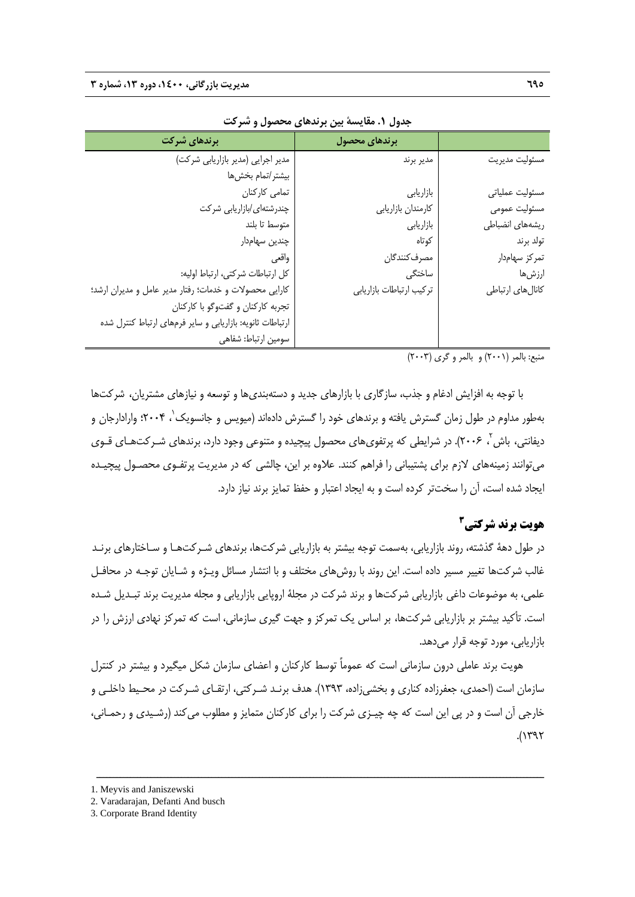**جدول ۱. مقایسهٔ بین برندهای محصول و شرکت**

| | برندهای محصول | برندهای شرکت |
|---|---|---|
| مسئولیت مدیریت | مدیر برند | مدیر اجرایی (مدیر بازاریابی شرکت) |
| | | بیشتر/تمام بخش‌ها |
| مسئولیت عملیاتی | بازاریابی | تمامی کارکنان |
| مسئولیت عمومی | کارمندان بازاریابی | چندرشته‌ای/بازاریابی شرکت |
| ریشه‌های انضباطی | بازاریابی | متوسط تا بلند |
| تولد برند | کوتاه | چندین سهام‌دار |
| تمرکز سهام‌دار | مصرف‌کنندگان | واقعی |
| ارزش‌ها | ساختگی | کل ارتباطات شرکتی، ارتباط اولیه: |
| کانال‌های ارتباطی | ترکیب ارتباطات بازاریابی | کارایی محصولات و خدمات؛ رفتار مدیر عامل و مدیران ارشد؛ |
| | | تجربه کارکنان و گفت‌وگو با کارکنان |
| | | ارتباطات ثانویه: بازاریابی و سایر فرم‌های ارتباط کنترل شده |
| | | سومین ارتباط: شفاهی |

منبع: بالمر (۲۰۰۱) و بالمر و گری (۲۰۰۳)

با توجه به افزایش ادغام و جذب، سازگاری با بازارهای جدید و دسته‌بندی‌ها و توسعه و نیازهای مشتریان، شرکت‌ها به‌طور مداوم در طول زمان گسترش یافته و برندهای خود را گسترش داده‌اند (میویس و جانسویک[1]، ۲۰۰۴؛ وارادارجان و دیفانتی، باش[2]، ۲۰۰۶). در شرایطی که پرتفوی‌های محصول پیچیده و متنوعی وجود دارد، برندهای شرکت‌های قوی می‌توانند زمینه‌های لازم برای پشتیبانی را فراهم کنند. علاوه بر این، چالشی که در مدیریت پرتفوی محصول پیچیده ایجاد شده است، آن را سخت‌تر کرده است و به ایجاد اعتبار و حفظ تمایز برند نیاز دارد.

## هویت برند شرکتی[3]

در طول دههٔ گذشته، روند بازاریابی، به‌سمت توجه بیشتر به بازاریابی شرکت‌ها، برندهای شرکت‌ها و ساختارهای برند غالب شرکت‌ها تغییر مسیر داده است. این روند با روش‌های مختلف و با انتشار مسائل ویژه و شایان توجه در محافل علمی، به موضوعات داغی بازاریابی شرکت‌ها و برند شرکت در مجلهٔ اروپایی بازاریابی و مجله مدیریت برند تبدیل شده است. تأکید بیشتر بر بازاریابی شرکت‌ها، بر اساس یک تمرکز و جهت گیری سازمانی، است که تمرکز نهادی ارزش را در بازاریابی، مورد توجه قرار می‌دهد.

هویت برند عاملی درون سازمانی است که عموماً توسط کارکنان و اعضای سازمان شکل میگیرد و بیشتر در کنترل سازمان است (احمدی، جعفرزاده کناری و بخشی‌زاده، ۱۳۹۳). هدف برند شرکتی، ارتقای شرکت در محیط داخلی و خارجی آن است و در پی این است که چه چیزی شرکت را برای کارکنان متمایز و مطلوب می‌کند (رشیدی و رحمانی، ۱۳۹۲).

---

1. Meyvis and Janiszewski
2. Varadarajan, Defanti And busch
3. Corporate Brand Identity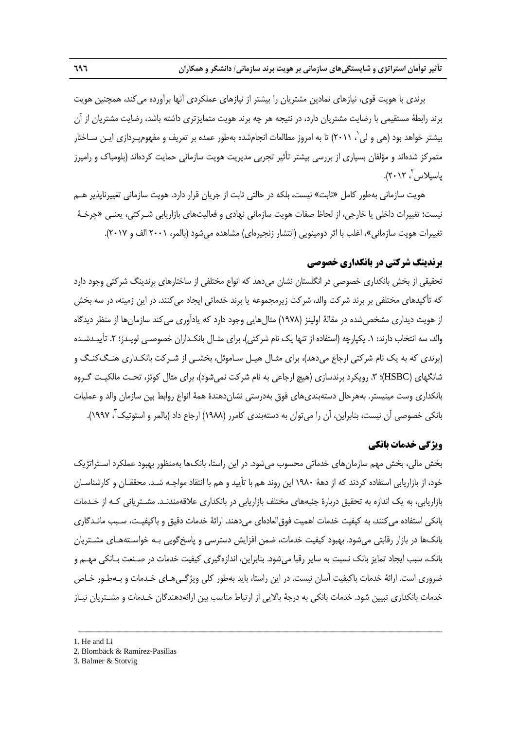برندی با هویت قوی، نیازهای نمادین مشتریان را بیشتر از نیازهای عملکردی آنها برآورده می‌کند، همچنین هویت برند رابطهٔ مستقیمی با رضایت مشتریان دارد، در نتیجه هر چه برند هویت متمایزتری داشته باشد، رضایت مشتریان از آن بیشتر خواهد بود (هی و لی[1]، ۲۰۱۱) تا به امروز مطالعات انجام‌شده به‌طور عمده بر تعریف و مفهوم‌پردازی این ساختار متمرکز شده‌اند و مؤلفان بسیاری از بررسی بیشتر تأثیر تجربی مدیریت هویت سازمانی حمایت کرده‌اند (بلومباک و رامیرز پاسیلاس[2]، ۲۰۱۲).

هویت سازمانی به‌طور کامل «ثابت» نیست، بلکه در حالتی ثابت از جریان قرار دارد. هویت سازمانی تغییرناپذیر هم نیست؛ تغییرات داخلی یا خارجی، از لحاظ صفات هویت سازمانی نهادی و فعالیت‌های بازاریابی شرکتی، یعنی «چرخهٔ تغییرات هویت سازمانی»، اغلب با اثر دومینویی (انتشار زنجیره‌ای) مشاهده می‌شود (بالمر، ۲۰۰۱ الف و ۲۰۱۷).

## برندینگ شرکتی در بانکداری خصوصی

تحقیقی از بخش بانکداری خصوصی در انگلستان نشان می‌دهد که انواع مختلفی از ساختارهای برندینگ شرکتی وجود دارد که تأکیدهای مختلفی بر برند شرکت والد، شرکت زیرمجموعه یا برند خدماتی ایجاد می‌کنند. در این زمینه، در سه بخش از هویت دیداری مشخص‌شده در مقالهٔ اولینز (۱۹۷۸) مثال‌هایی وجود دارد که یادآوری می‌کند سازمان‌ها از منظر دیدگاه والد، سه انتخاب دارند: ۱. یکپارچه (استفاده از تنها یک نام شرکتی)، برای مثال بانکداران خصوصی لویدز؛ ۲. تأییدشده (برندی که به یک نام شرکتی ارجاع می‌دهد)، برای مثال هیل ساموئل، بخشی از شرکت بانکداری هنگ‌کنگ و شانگهای (HSBC)؛ ۳. رویکرد برندسازی (هیچ ارجاعی به نام شرکت نمی‌شود)، برای مثال کوتز، تحت مالکیت گروه بانکداری وست مینیستر. به‌هرحال دسته‌بندی‌های فوق به‌درستی نشان‌دهندهٔ همهٔ انواع روابط بین سازمان والد و عملیات بانکی خصوصی آن نیست، بنابراین، آن را می‌توان به دسته‌بندی کامرر (۱۹۸۸) ارجاع داد (بالمر و استوتیک[3]، ۱۹۹۷).

## ویژگی خدمات بانکی

بخش مالی، بخش مهم سازمان‌های خدماتی محسوب می‌شود. در این راستا، بانک‌ها به‌منظور بهبود عملکرد استراتژیک خود، از بازاریابی استفاده کردند که از دههٔ ۱۹۸۰ این روند هم با تأیید و هم با انتقاد مواجه شد. محققان و کارشناسان بازاریابی، به یک اندازه به تحقیق دربارهٔ جنبه‌های مختلف بازاریابی در بانکداری علاقه‌مندند. مشتریانی که از خدمات بانکی استفاده می‌کنند، به کیفیت خدمات اهمیت فوق‌العاده‌ای می‌دهند. ارائهٔ خدمات دقیق و باکیفیت، سبب ماندگاری بانک‌ها در بازار رقابتی می‌شود. بهبود کیفیت خدمات، ضمن افزایش دسترسی و پاسخ‌گویی به خواسته‌های مشتریان بانک، سبب ایجاد تمایز بانک نسبت به سایر رقبا می‌شود. بنابراین، اندازه‌گیری کیفیت خدمات در صنعت بانکی مهم و ضروری است. ارائهٔ خدمات باکیفیت آسان نیست. در این راستا، باید به‌طور کلی ویژگی‌های خدمات و به‌طور خاص خدمات بانکداری تبیین شود. خدمات بانکی به درجهٔ بالایی از ارتباط مناسب بین ارائه‌دهندگان خدمات و مشتریان نیاز

---

1. He and Li
2. Blombäck & Ramírez-Pasillas
3. Balmer & Stotvig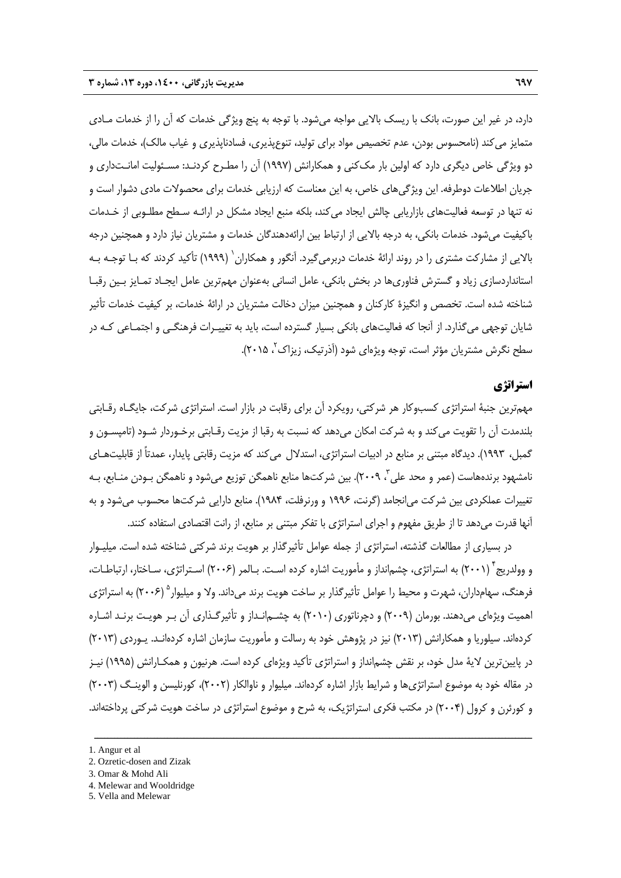دارد، در غیر این صورت، بانک با ریسک بالایی مواجه می‌شود. با توجه به پنج ویژگی خدمات که آن را از خدمات مـادی متمایز می‌کند (نامحسوس بودن، عدم تخصیص مواد برای تولید، تنوع‌پذیری، فسادناپذیری و غیاب مالک)، خدمات مالی، دو ویژگی خاص دیگری دارد که اولین بار مک‌کنی و همکارانش (۱۹۹۷) آن را مطـرح کردنـد: مسـئولیت امانـت‌داری و جریان اطلاعات دوطرفه. این ویژگی‌های خاص، به این معناست که ارزیابی خدمات برای محصولات مادی دشوار است و نه تنها در توسعه فعالیت‌های بازاریابی چالش ایجاد می‌کند، بلکه منبع ایجاد مشکل در ارائـه سـطح مطلـوبی از خـدمات باکیفیت می‌شود. خدمات بانکی، به درجه بالایی از ارتباط بین ارائه‌دهندگان خدمات و مشتریان نیاز دارد و همچنین درجه بالایی از مشارکت مشتری را در روند ارائهٔ خدمات دربرمی‌گیرد. آنگور و همکاران[1] (۱۹۹۹) تأکید کردند که بـا توجـه بـه استانداردسازی زیاد و گسترش فناوری‌ها در بخش بانکی، عامل انسانی به‌عنوان مهم‌ترین عامل ایجـاد تمـایز بـین رقبـا شناخته شده است. تخصص و انگیزهٔ کارکنان و همچنین میزان دخالت مشتریان در ارائهٔ خدمات، بر کیفیت خدمات تأثیر شایان توجهی می‌گذارد. از آنجا که فعالیت‌های بانکی بسیار گسترده است، باید به تغییـرات فرهنگـی و اجتمـاعی کـه در سطح نگرش مشتریان مؤثر است، توجه ویژه‌ای شود (آذرتیک، زیزاک[2]، ۲۰۱۵).

## استراتژی

مهم‌ترین جنبهٔ استراتژی کسب‌وکار هر شرکتی، رویکرد آن برای رقابت در بازار است. استراتژی شرکت، جایگـاه رقـابتی بلندمدت آن را تقویت می‌کند و به شرکت امکان می‌دهد که نسبت به رقبا از مزیت رقـابتی برخـوردار شـود (تامپسـون و گمبل، ۱۹۹۳). دیدگاه مبتنی بر منابع در ادبیات استراتژی، استدلال می‌کند که مزیت رقابتی پایدار، عمدتاً از قابلیت‌هـای نامشهود برنده‌هاست (عمر و محد علی[3]، ۲۰۰۹). بین شرکت‌ها منابع ناهمگن توزیع می‌شود و ناهمگن بـودن منـابع، بـه تغییرات عملکردی بین شرکت می‌انجامد (گرنت، ۱۹۹۶ و ورنرفلت، ۱۹۸۴). منابع دارایی شرکت‌ها محسوب می‌شود و به آنها قدرت می‌دهد تا از طریق مفهوم و اجرای استراتژی با تفکر مبتنی بر منابع، از رانت اقتصادی استفاده کنند.

در بسیاری از مطالعات گذشته، استراتژی از جمله عوامل تأثیرگذار بر هویت برند شرکتی شناخته شده است. میلیـوار و وولدریج[4] (۲۰۰۱) به استراتژی، چشم‌انداز و مأموریت اشاره کرده اسـت. بـالمر (۲۰۰۶) اسـتراتژی، سـاختار، ارتباطـات، فرهنگ، سهامداران، شهرت و محیط را عوامل تأثیرگذار بر ساخت هویت برند می‌داند. ولا و میلیوار[5] (۲۰۰۶) به استراتژی اهمیت ویژه‌ای می‌دهند. بورمان (۲۰۰۹) و دچرناتوری (۲۰۱۰) به چشـم‌انـداز و تأثیرگـذاری آن بـر هویـت برنـد اشـاره کرده‌اند. سیلوریا و همکارانش (۲۰۱۳) نیز در پژوهش خود به رسالت و مأموریت سازمان اشاره کرده‌انـد. یـوردی (۲۰۱۳) در پایین‌ترین لایهٔ مدل خود، بر نقش چشم‌انداز و استراتژی تأکید ویژه‌ای کرده است. هرنیون و همکـارانش (۱۹۹۵) نیـز در مقاله خود به موضوع استراتژی‌ها و شرایط بازار اشاره کرده‌اند. میلیوار و ناوالکار (۲۰۰۲)، کورنلیسن و الوینـگ (۲۰۰۳) و کورئرن و کرول (۲۰۰۴) در مکتب فکری استراتژیک، به شرح و موضوع استراتژی در ساخت هویت شرکتی پرداخته‌اند.

---

1. Angur et al
2. Ozretic-dosen and Zizak
3. Omar & Mohd Ali
4. Melewar and Wooldridge
5. Vella and Melewar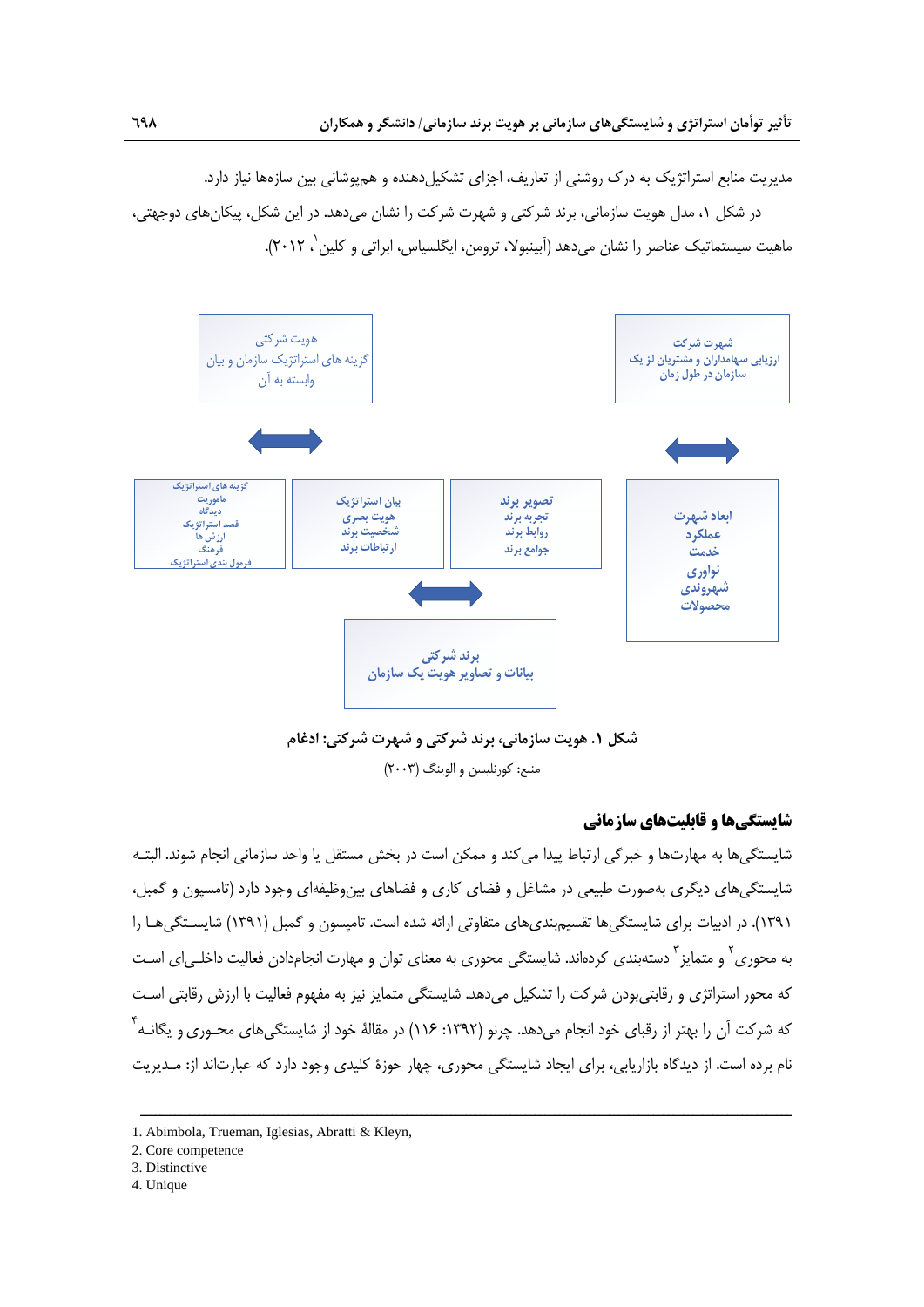مدیریت منابع استراتژیک به درک روشنی از تعاریف، اجزای تشکیل‌دهنده و هم‌پوشانی بین سازه‌ها نیاز دارد.

در شکل ۱، مدل هویت سازمانی، برند شرکتی و شهرت شرکت را نشان می‌دهد. در این شکل، پیکان‌های دوجهتی، ماهیت سیستماتیک عناصر را نشان می‌دهد (آبینبولا، ترومن، ایگلسیاس، ابراتی و کلین[1]، ۲۰۱۲).

هویت شرکتی
گزینه های استراتژیک سازمان و بیان وابسته به آن

شهرت شرکت
ارزیابی سهامداران و مشتریان لز یک سازمان در طول زمان

گزینه های استراتژیک
ماموریت
دیدگاه
قصد استراتژیک
ارزش ها
فرهنگ
فرمول بندی استراتژیک

بیان استراتژیک
هویت بصری
شخصیت برند
ارتباطات برند

تصویر برند
تجربه برند
روابط برند
جوامع برند

ابعاد شهرت
عملکرد
خدمت
نوآوری
شهروندی
محصولات

برند شرکتی
بیانات و تصاویر هویت یک سازمان

**شکل ۱. هویت سازمانی، برند شرکتی و شهرت شرکتی: ادغام**

منبع: کورنلیسن و الوینگ (۲۰۰۳)

## شایستگی‌ها و قابلیت‌های سازمانی

شایستگی‌ها به مهارت‌ها و خبرگی ارتباط پیدا می‌کند و ممکن است در بخش مستقل یا واحد سازمانی انجام شوند. البته شایستگی‌های دیگری به‌صورت طبیعی در مشاغل و فضای کاری و فضاهای بین‌وظیفه‌ای وجود دارد (تامسون و گمبل، ۱۳۹۱). در ادبیات برای شایستگی‌ها تقسیم‌بندی‌های متفاوتی ارائه شده است. تامپسون و گمبل (۱۳۹۱) شایستگی‌ها را به محوری[2] و متمایز[3] دسته‌بندی کرده‌اند. شایستگی محوری به معنای توان و مهارت انجام‌دادن فعالیت داخلی‌ای است که محور استراتژی و رقابتی‌بودن شرکت را تشکیل می‌دهد. شایستگی متمایز نیز به مفهوم فعالیت با ارزش رقابتی است که شرکت آن را بهتر از رقبای خود انجام می‌دهد. چرنو (۱۳۹۲: ۱۱۶) در مقالهٔ خود از شایستگی‌های محوری و یگانه[4] نام برده است. از دیدگاه بازاریابی، برای ایجاد شایستگی محوری، چهار حوزهٔ کلیدی وجود دارد که عبارت‌اند از: مدیریت

---

1. Abimbola, Trueman, Iglesias, Abratti & Kleyn,
2. Core competence
3. Distinctive
4. Unique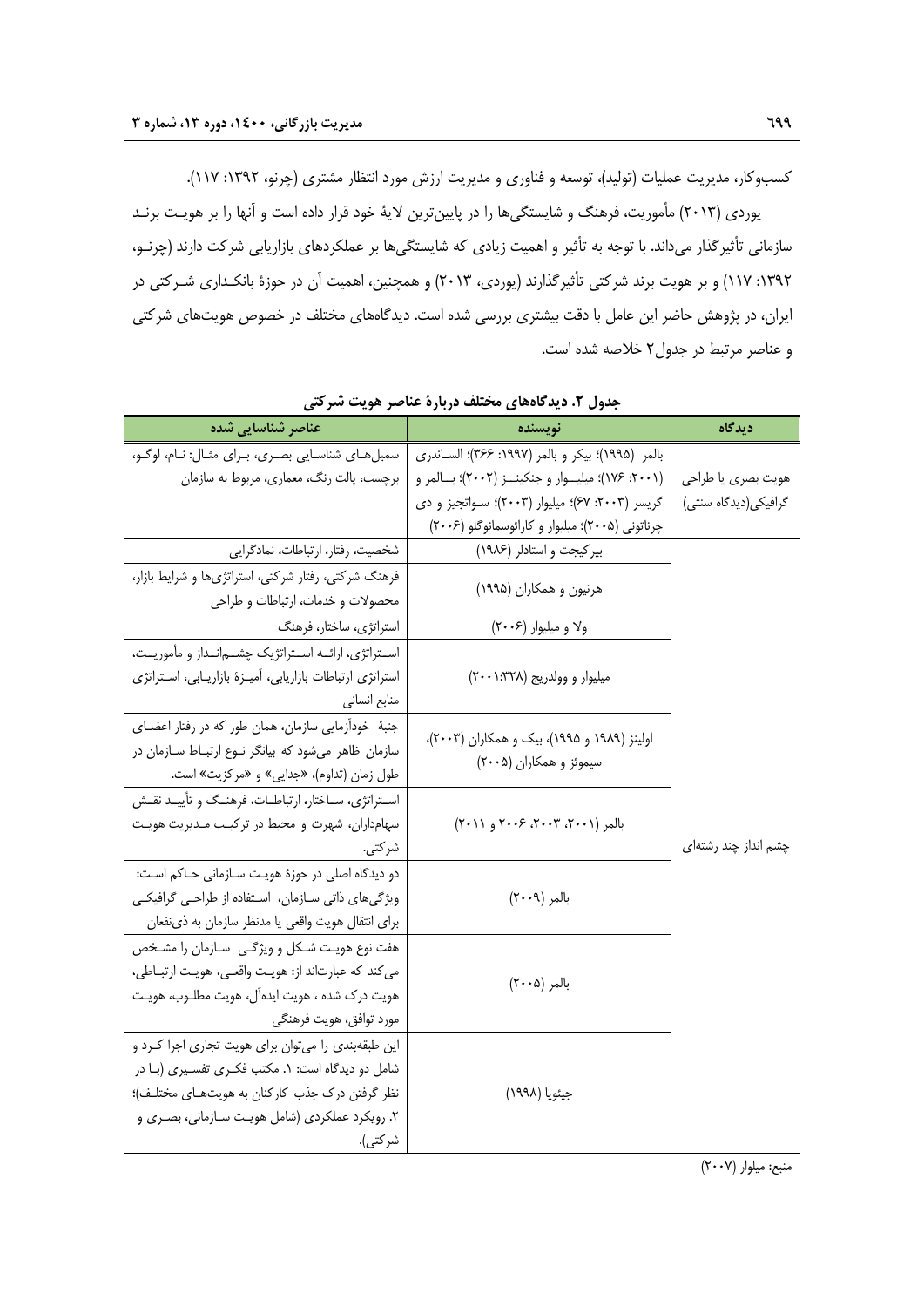کسب‌وکار، مدیریت عملیات (تولید)، توسعه و فناوری و مدیریت ارزش مورد انتظار مشتری (چرنو، ۱۳۹۲: ۱۱۷).

یوردی (۲۰۱۳) مأموریت، فرهنگ و شایستگی‌ها را در پایین‌ترین لایهٔ خود قرار داده است و آنها را بر هویت برند سازمانی تأثیرگذار می‌داند. با توجه به تأثیر و اهمیت زیادی که شایستگی‌ها بر عملکردهای بازاریابی شرکت دارند (چرنو، ۱۳۹۲: ۱۱۷) و بر هویت برند شرکتی تأثیرگذارند (یوردی، ۲۰۱۳) و همچنین، اهمیت آن در حوزهٔ بانکداری شرکتی در ایران، در پژوهش حاضر این عامل با دقت بیشتری بررسی شده است. دیدگاه‌های مختلف در خصوص هویت‌های شرکتی و عناصر مرتبط در جدول۲ خلاصه شده است.

**جدول ۲. دیدگاه‌های مختلف دربارهٔ عناصر هویت شرکتی**

| دیدگاه | نویسنده | عناصر شناسایی شده |
|---|---|---|
| هویت بصری یا طراحی گرافیکی(دیدگاه سنتی) | بالمر (۱۹۹۵)؛ بیکر و بالمر (۱۹۹۷: ۳۶۶)؛ السـاندری (۲۰۰۱: ۱۷۶)؛ میلیـوار و جنکینـز (۲۰۰۲)؛ بـالمر و گریسر (۲۰۰۳: ۶۷)؛ میلیوار (۲۰۰۳)؛ سـواتجیز و دی چرناتونی (۲۰۰۵)؛ میلیوار و کارائوسمانوگلو (۲۰۰۶) | سمبل‌هـای شناسـایی بصـری، بـرای مثـال: نـام، لوگـو، برچسب، پالت رنگ، معماری، مربوط به سازمان |
| چشم انداز چند رشته‌ای | بیرکیجت و استادلر (۱۹۸۶) | شخصیت، رفتار، ارتباطات، نمادگرایی |
| | هرنیون و همکاران (۱۹۹۵) | فرهنگ شرکتی، رفتار شرکتی، استراتژی‌ها و شرایط بازار، محصولات و خدمات، ارتباطات و طراحی |
| | ولا و میلیوار (۲۰۰۶) | استراتژی، ساختار، فرهنگ |
| | میلیوار و وولدریچ (۲۰۰۱:۳۲۸) | اسـتراتژی، ارائـه اسـتراتژیک چشـم‌انـداز و مأموریـت، استراتژی ارتباطات بازاریابی، آمیـزهٔ بازاریـابی، اسـتراتژی منابع انسانی |
| | اولینز (۱۹۸۹ و ۱۹۹۵)، بیک و همکاران (۲۰۰۳)، سیموئز و همکاران (۲۰۰۵) | جنبهٔ خودآزمایی سازمان، همان طور که در رفتار اعضـای سازمان ظاهر می‌شود که بیانگر نـوع ارتبـاط سـازمان در طول زمان (تداوم)، «جدایی» و «مرکزیت» است. |
| | بالمر (۲۰۰۱، ۲۰۰۳، ۲۰۰۶ و ۲۰۱۱) | اسـتراتژی، سـاختار، ارتباطـات، فرهنـگ و تأییـد نقـش سهامداران، شهرت و محیط در ترکیـب مـدیریت هویـت شرکتی. |
| | بالمر (۲۰۰۹) | دو دیدگاه اصلی در حوزهٔ هویت سـازمانی حـاکم اسـت: ویژگی‌های ذاتی سـازمان، اسـتفاده از طراحـی گرافیکـی برای انتقال هویت واقعی یا مدنظر سازمان به ذی‌نفعان |
| | بالمر (۲۰۰۵) | هفت نوع هویـت شـکل و ویژگـی سـازمان را مشـخص می‌کند که عبارت‌اند از: هویـت واقعـی، هویـت ارتبـاطی، هویت درک شده ، هویت ایده‌آل، هویت مطلـوب، هویـت مورد توافق، هویت فرهنگی |
| | جیئویا (۱۹۹۸) | این طبقه‌بندی را می‌توان برای هویت تجاری اجرا کـرد و شامل دو دیدگاه است: ۱. مکتب فکـری تفسـیری (بـا در نظر گرفتن درک جذب کارکنان به هویت‌هـای مختلـف)؛ ۲. رویکرد عملکردی (شامل هویـت سـازمانی، بصـری و شرکتی). |

منبع: میلوار (۲۰۰۷)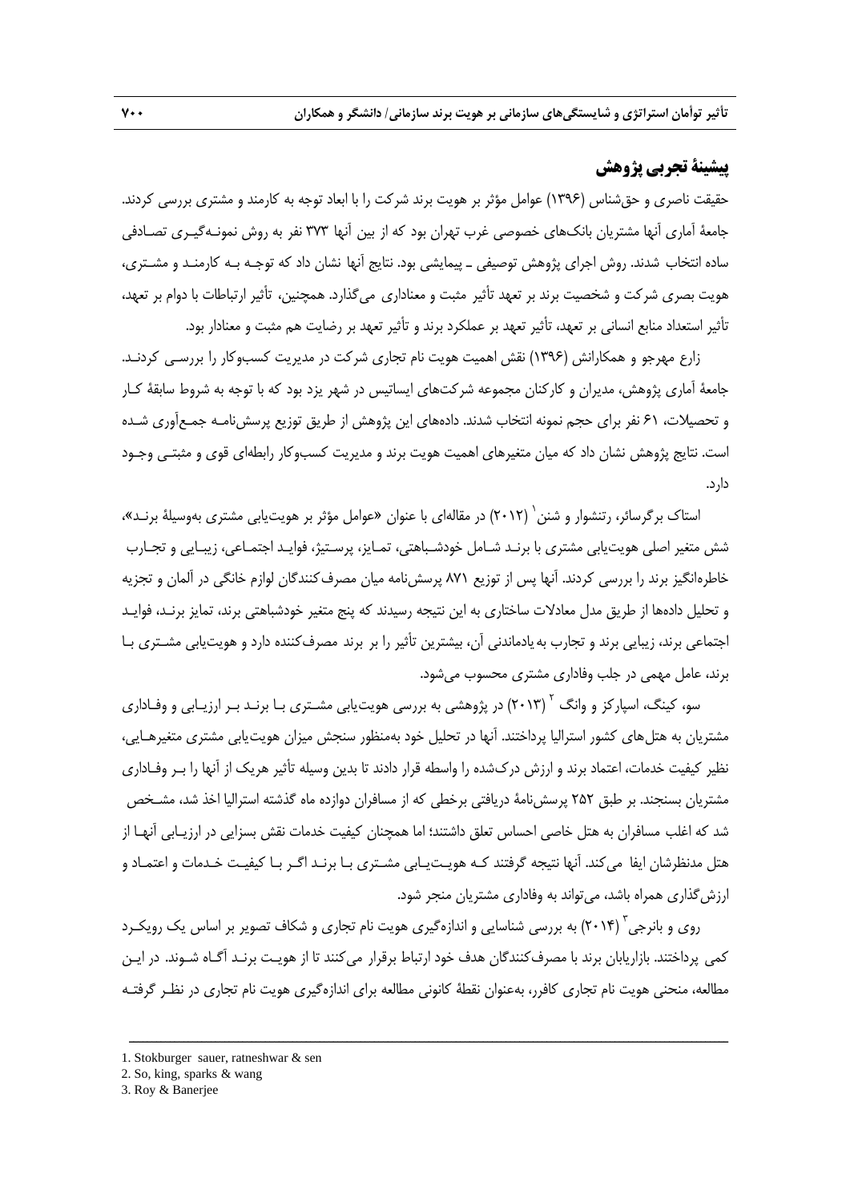## پیشینهٔ تجربی پژوهش

حقیقت ناصری و حق‌شناس (۱۳۹۶) عوامل مؤثر بر هویت برند شرکت را با ابعاد توجه به کارمند و مشتری بررسی کردند. جامعهٔ آماری آنها مشتریان بانک‌های خصوصی غرب تهران بود که از بین آنها ۳۷۳ نفر به روش نمونه‌گیری تصادفی ساده انتخاب شدند. روش اجرای پژوهش توصیفی ـ پیمایشی بود. نتایج آنها نشان داد که توجه به کارمند و مشتری، هویت بصری شرکت و شخصیت برند بر تعهد تأثیر مثبت و معناداری می‌گذارد. همچنین، تأثیر ارتباطات با دوام بر تعهد، تأثیر استعداد منابع انسانی بر تعهد، تأثیر تعهد بر عملکرد برند و تأثیر تعهد بر رضایت هم مثبت و معنادار بود.

زارع مهرجو و همکارانش (۱۳۹۶) نقش اهمیت هویت نام تجاری شرکت در مدیریت کسب‌وکار را بررسی کردند. جامعهٔ آماری پژوهش، مدیران و کارکنان مجموعه شرکت‌های ایساتیس در شهر یزد بود که با توجه به شروط سابقهٔ کار و تحصیلات، ۶۱ نفر برای حجم نمونه انتخاب شدند. داده‌های این پژوهش از طریق توزیع پرسش‌نامه جمع‌آوری شده است. نتایج پژوهش نشان داد که میان متغیرهای اهمیت هویت برند و مدیریت کسب‌وکار رابطه‌ای قوی و مثبتی وجود دارد.

استاک برگرسائر، رتنشوار و شنن[1] (۲۰۱۲) در مقاله‌ای با عنوان «عوامل مؤثر بر هویت‌یابی مشتری به‌وسیلهٔ برند»، شش متغیر اصلی هویت‌یابی مشتری با برند شامل خودشباهتی، تمایز، پرستیژ، فواید اجتماعی، زیبایی و تجارب خاطره‌انگیز برند را بررسی کردند. آنها پس از توزیع ۸۷۱ پرسش‌نامه میان مصرف‌کنندگان لوازم خانگی در آلمان و تجزیه و تحلیل داده‌ها از طریق مدل معادلات ساختاری به این نتیجه رسیدند که پنج متغیر خودشباهتی برند، تمایز برند، فواید اجتماعی برند، زیبایی برند و تجارب به‌یادماندنی آن، بیشترین تأثیر را بر برند مصرف‌کننده دارد و هویت‌یابی مشتری با برند، عامل مهمی در جلب وفاداری مشتری محسوب می‌شود.

سو، کینگ، اسپارکز و وانگ [2] (۲۰۱۳) در پژوهشی به بررسی هویت‌یابی مشتری با برند بر ارزیابی و وفاداری مشتریان به هتل‌های کشور استرالیا پرداختند. آنها در تحلیل خود به‌منظور سنجش میزان هویت‌یابی مشتری متغیرهایی، نظیر کیفیت خدمات، اعتماد برند و ارزش درک‌شده را واسطه قرار دادند تا بدین وسیله تأثیر هریک از آنها را بر وفاداری مشتریان بسنجند. بر طبق ۲۵۲ پرسش‌نامهٔ دریافتی برخطی که از مسافران دوازده ماه گذشته استرالیا اخذ شد، مشخص شد که اغلب مسافران به هتل خاصی احساس تعلق داشتند؛ اما همچنان کیفیت خدمات نقش بسزایی در ارزیابی آنها از هتل مدنظرشان ایفا می‌کند. آنها نتیجه گرفتند که هویت‌یابی مشتری با برند اگر با کیفیت خدمات و اعتماد و ارزش‌گذاری همراه باشد، می‌تواند به وفاداری مشتریان منجر شود.

روی و بانرجی[3] (۲۰۱۴) به بررسی شناسایی و اندازه‌گیری هویت نام تجاری و شکاف تصویر بر اساس یک رویکرد کمی پرداختند. بازاریابان برند با مصرف‌کنندگان هدف خود ارتباط برقرار می‌کنند تا از هویت برند آگاه شوند. در این مطالعه، منحنی هویت نام تجاری کافرر، به‌عنوان نقطهٔ کانونی مطالعه برای اندازه‌گیری هویت نام تجاری در نظر گرفته

---

1. Stokburger sauer, ratneshwar & sen
2. So, king, sparks & wang
3. Roy & Banerjee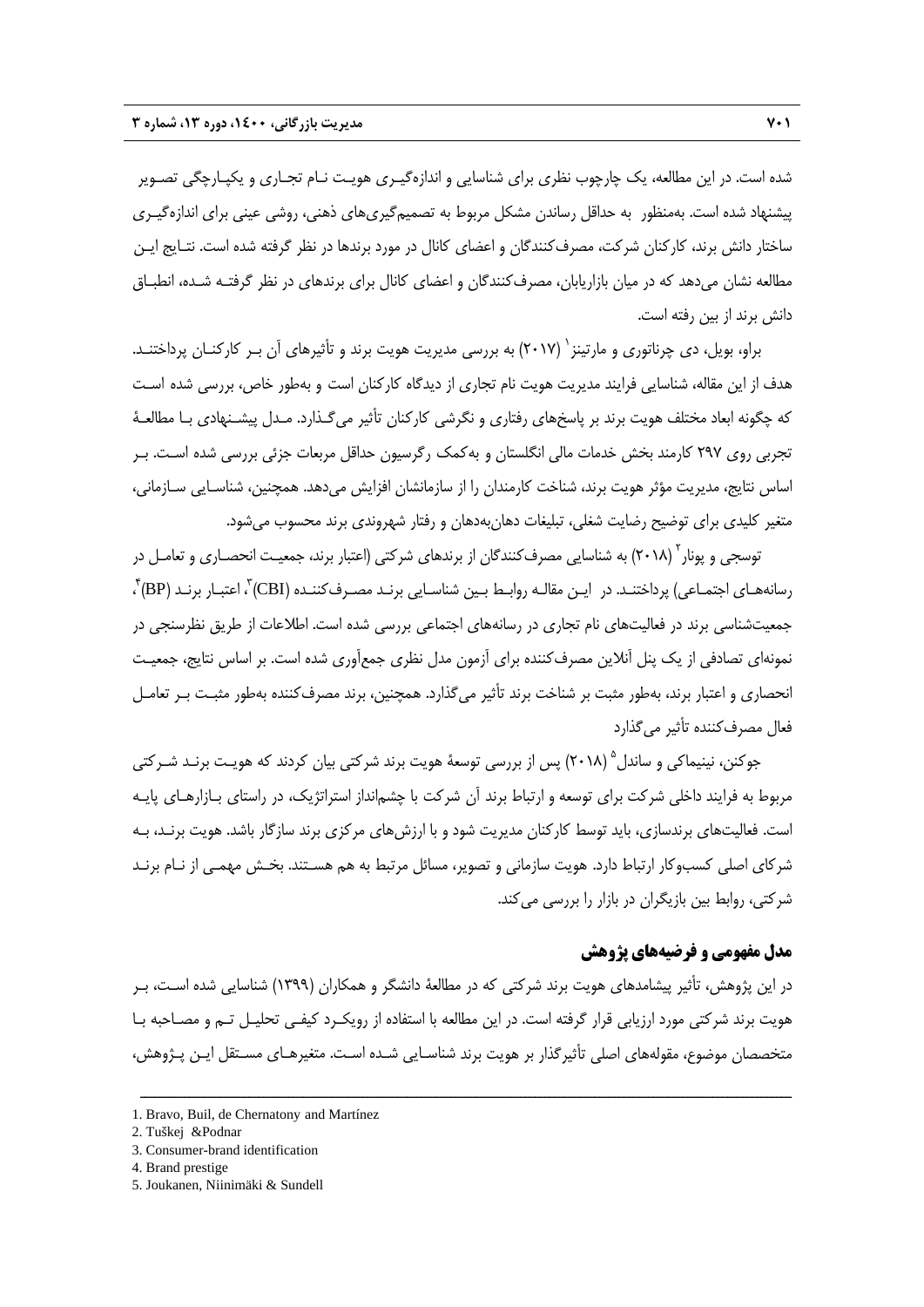شده است. در این مطالعه، یک چارچوب نظری برای شناسایی و اندازه‌گیری هویت نام تجاری و یکپارچگی تصویر پیشنهاد شده است. به‌منظور به حداقل رساندن مشکل مربوط به تصمیم‌گیری‌های ذهنی، روشی عینی برای اندازه‌گیری ساختار دانش برند، کارکنان شرکت، مصرف‌کنندگان و اعضای کانال در مورد برندها در نظر گرفته شده است. نتایج این مطالعه نشان می‌دهد که در میان بازاریابان، مصرف‌کنندگان و اعضای کانال برای برندهای در نظر گرفته شده، انطباق دانش برند از بین رفته است.

براو، بویل، دی چرناتوری و مارتینز[1] (۲۰۱۷) به بررسی مدیریت هویت برند و تأثیرهای آن بر کارکنان پرداختند. هدف از این مقاله، شناسایی فرایند مدیریت هویت نام تجاری از دیدگاه کارکنان است و به‌طور خاص، بررسی شده است که چگونه ابعاد مختلف هویت برند بر پاسخ‌های رفتاری و نگرشی کارکنان تأثیر می‌گذارد. مدل پیشنهادی با مطالعهٔ تجربی روی ۲۹۷ کارمند بخش خدمات مالی انگلستان و به‌کمک رگرسیون حداقل مربعات جزئی بررسی شده است. بر اساس نتایج، مدیریت مؤثر هویت برند، شناخت کارمندان را از سازمانشان افزایش می‌دهد. همچنین، شناسایی سازمانی، متغیر کلیدی برای توضیح رضایت شغلی، تبلیغات دهان‌به‌دهان و رفتار شهروندی برند محسوب می‌شود.

توسجی و پونار[2] (۲۰۱۸) به شناسایی مصرف‌کنندگان از برندهای شرکتی (اعتبار برند، جمعیت انحصاری و تعامل در رسانه‌های اجتماعی) پرداختند. در این مقاله روابط بین شناسایی برند مصرف‌کننده (CBI)[3]، اعتبار برند (BP)[4]، جمعیت‌شناسی برند در فعالیت‌های نام تجاری در رسانه‌های اجتماعی بررسی شده است. اطلاعات از طریق نظرسنجی در نمونه‌ای تصادفی از یک پنل آنلاین مصرف‌کننده برای آزمون مدل نظری جمع‌آوری شده است. بر اساس نتایج، جمعیت انحصاری و اعتبار برند، به‌طور مثبت بر شناخت برند تأثیر می‌گذارد. همچنین، برند مصرف‌کننده به‌طور مثبت بر تعامل فعال مصرف‌کننده تأثیر می‌گذارد

جوکنن، نینیماکی و ساندل[5] (۲۰۱۸) پس از بررسی توسعهٔ هویت برند شرکتی بیان کردند که هویت برند شرکتی مربوط به فرایند داخلی شرکت برای توسعه و ارتباط برند آن شرکت با چشم‌انداز استراتژیک، در راستای بازارهای پایه است. فعالیت‌های برندسازی، باید توسط کارکنان مدیریت شود و با ارزش‌های مرکزی برند سازگار باشد. هویت برند، به شرکای اصلی کسب‌وکار ارتباط دارد. هویت سازمانی و تصویر، مسائل مرتبط به هم هستند. بخش مهمی از نام برند شرکتی، روابط بین بازیگران در بازار را بررسی می‌کند.

## مدل مفهومی و فرضیه‌های پژوهش

در این پژوهش، تأثیر پیشامدهای هویت برند شرکتی که در مطالعهٔ دانشگر و همکاران (۱۳۹۹) شناسایی شده است، بر هویت برند شرکتی مورد ارزیابی قرار گرفته است. در این مطالعه با استفاده از رویکرد کیفی تحلیل تم و مصاحبه با متخصصان موضوع، مقوله‌های اصلی تأثیرگذار بر هویت برند شناسایی شده است. متغیرهای مستقل این پژوهش،

---

1. Bravo, Buil, de Chernatony and Martínez
2. Tuškej &Podnar
3. Consumer-brand identification
4. Brand prestige
5. Joukanen, Niinimäki & Sundell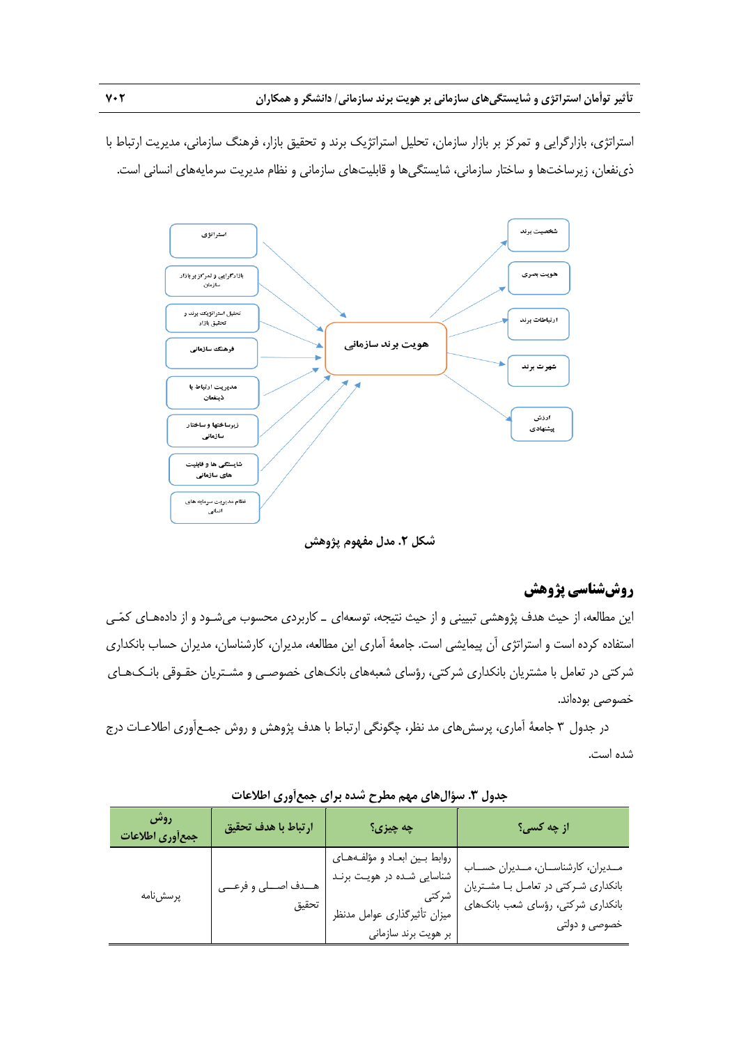استراتژی، بازارگرایی و تمرکز بر بازار سازمان، تحلیل استراتژیک برند و تحقیق بازار، فرهنگ سازمانی، مدیریت ارتباط با ذی‌نفعان، زیرساخت‌ها و ساختار سازمانی، شایستگی‌ها و قابلیت‌های سازمانی و نظام مدیریت سرمایه‌های انسانی است.

**شکل ۲. مدل مفهوم پژوهش**

## روش‌شناسی پژوهش

این مطالعه، از حیث هدف پژوهشی تبیینی و از حیث نتیجه، توسعه‌ای ـ کاربردی محسوب می‌شود و از داده‌های کمّی استفاده کرده است و استراتژی آن پیمایشی است. جامعهٔ آماری این مطالعه، مدیران، کارشناسان، مدیران حساب بانکداری شرکتی در تعامل با مشتریان بانکداری شرکتی، رؤسای شعبه‌های بانک‌های خصوصی و مشتریان حقوقی بانک‌های خصوصی بوده‌اند.

در جدول ۳ جامعهٔ آماری، پرسش‌های مد نظر، چگونگی ارتباط با هدف پژوهش و روش جمع‌آوری اطلاعات درج شده است.

**جدول ۳. سؤال‌های مهم مطرح شده برای جمع‌آوری اطلاعات**

| از چه کسی؟ | چه چیزی؟ | ارتباط با هدف تحقیق | روش جمع‌آوری اطلاعات |
|---|---|---|---|
| مدیران، کارشناسان، مدیران حساب بانکداری شرکتی در تعامل با مشتریان بانکداری شرکتی، رؤسای شعب بانک‌های خصوصی و دولتی | روابط بین ابعاد و مؤلفه‌های شناسایی شده در هویت برند شرکتی<br>میزان تأثیرگذاری عوامل مدنظر بر هویت برند سازمانی | هدف اصلی و فرعی تحقیق | پرسش‌نامه |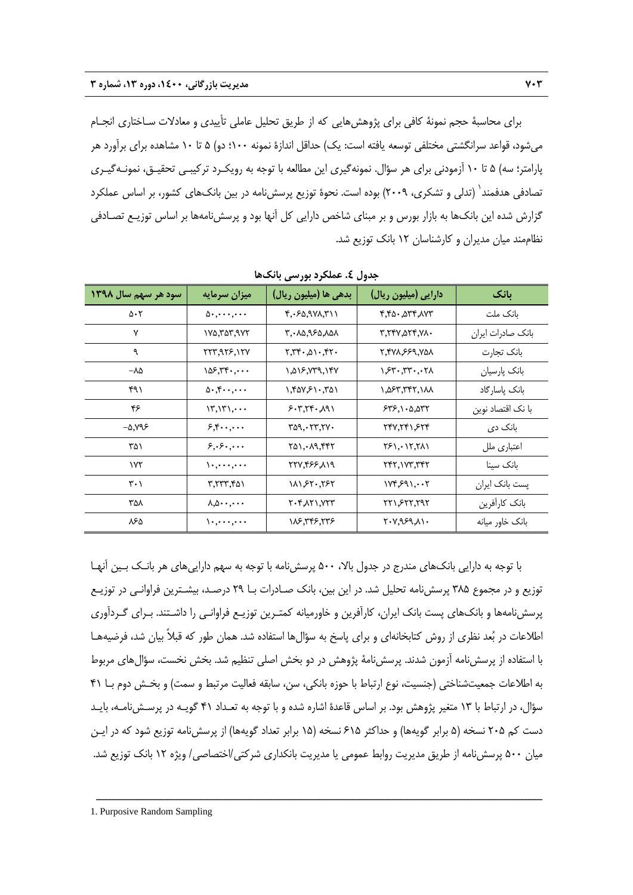برای محاسبهٔ حجم نمونهٔ کافی برای پژوهش‌هایی که از طریق تحلیل عاملی تأییدی و معادلات ساختاری انجام می‌شود، قواعد سرانگشتی مختلفی توسعه یافته است: یک) حداقل اندازهٔ نمونه ۱۰۰؛ دو) ۵ تا ۱۰ مشاهده برای برآورد هر پارامتر؛ سه) ۵ تا ۱۰ آزمودنی برای هر سؤال. نمونه‌گیری این مطالعه با توجه به رویکرد ترکیبی تحقیق، نمونه‌گیری تصادفی هدفمند[1] (تدلی و تشکری، ۲۰۰۹) بوده است. نحوهٔ توزیع پرسش‌نامه در بین بانک‌های کشور، بر اساس عملکرد گزارش شده این بانک‌ها به بازار بورس و بر مبنای شاخص دارایی کل آنها بود و پرسش‌نامه‌ها بر اساس توزیع تصادفی نظام‌مند میان مدیران و کارشناسان ۱۲ بانک توزیع شد.

**جدول ٤. عملکرد بورسی بانک‌ها**

| بانک | دارایی (میلیون ریال) | بدهی ها (میلیون ریال) | میزان سرمایه | سود هر سهم سال ۱۳۹۸ |
|---|---|---|---|---|
| بانک ملت | ۴,۴۵۰,۵۳۴,۸۷۳ | ۴,۰۶۵,۹۷۸,۳۱۱ | ۵۰,۰۰۰,۰۰۰ | ۵۰۲ |
| بانک صادرات ایران | ۳,۲۴۷,۵۲۴,۷۸۰ | ۳,۰۸۵,۹۶۵,۸۵۸ | ۱۷۵,۳۵۳,۹۷۲ | ۷ |
| بانک تجارت | ۲,۴۷۸,۶۶۹,۷۵۸ | ۲,۳۴۰,۵۱۰,۴۲۰ | ۲۲۳,۹۲۶,۱۲۷ | ۹ |
| بانک پارسیان | ۱,۶۳۰,۳۳۰,۰۲۸ | ۱,۵۱۶,۷۳۹,۱۴۷ | ۱۵۶,۳۴۰,۰۰۰ | -۸۵ |
| بانک پاسارگاد | ۱,۵۶۳,۳۴۲,۱۸۸ | ۱,۴۵۷,۶۱۰,۳۵۱ | ۵۰,۴۰۰,۰۰۰ | ۴۹۱ |
| با نک اقتصاد نوین | ۶۳۶,۱۰۵,۵۳۲ | ۶۰۳,۲۴۰,۸۹۱ | ۱۳,۱۳۱,۰۰۰ | ۴۶ |
| بانک دی | ۲۴۷,۲۴۱,۶۲۴ | ۳۵۹,۰۲۳,۲۷۰ | ۶,۴۰۰,۰۰۰ | -۵,۷۹۶ |
| اعتباری ملل | ۲۶۱,۰۱۲,۲۸۱ | ۲۵۱,۰۸۹,۴۴۲ | ۶,۰۶۰,۰۰۰ | ۳۵۱ |
| بانک سینا | ۲۴۲,۱۷۳,۳۴۲ | ۲۲۷,۴۶۶,۸۱۹ | ۱۰,۰۰۰,۰۰۰ | ۱۷۲ |
| پست بانک ایران | ۱۷۴,۶۹۱,۰۰۲ | ۱۸۱,۶۲۰,۲۶۲ | ۳,۲۳۳,۴۵۱ | ۳۰۱ |
| بانک کارآفرین | ۲۲۱,۶۲۲,۲۹۲ | ۲۰۴,۸۲۱,۷۲۳ | ۸,۵۰۰,۰۰۰ | ۳۵۸ |
| بانک خاور میانه | ۲۰۷,۹۶۹,۸۱۰ | ۱۸۶,۳۴۶,۲۳۶ | ۱۰,۰۰۰,۰۰۰ | ۸۶۵ |

با توجه به دارایی بانک‌های مندرج در جدول بالا، ۵۰۰ پرسش‌نامه با توجه به سهم دارایی‌های هر بانک بین آنها توزیع و در مجموع ۳۸۵ پرسش‌نامه تحلیل شد. در این بین، بانک صادرات با ۲۹ درصد، بیشترین فراوانی در توزیع پرسش‌نامه‌ها و بانک‌های پست بانک ایران، کارآفرین و خاورمیانه کمترین توزیع فراوانی را داشتند. برای گردآوری اطلاعات در بُعد نظری از روش کتابخانه‌ای و برای پاسخ به سؤال‌ها استفاده شد. همان طور که قبلاً بیان شد، فرضیه‌ها با استفاده از پرسش‌نامه آزمون شدند. پرسش‌نامهٔ پژوهش در دو بخش اصلی تنظیم شد. بخش نخست، سؤال‌های مربوط به اطلاعات جمعیت‌شناختی (جنسیت، نوع ارتباط با حوزه بانکی، سن، سابقه فعالیت مرتبط و سمت) و بخش دوم با ۴۱ سؤال، در ارتباط با ۱۳ متغیر پژوهش بود. بر اساس قاعدهٔ اشاره شده و با توجه به تعداد ۴۱ گویه در پرسش‌نامه، باید دست کم ۲۰۵ نسخه (۵ برابر گویه‌ها) و حداکثر ۶۱۵ نسخه (۱۵ برابر تعداد گویه‌ها) از پرسش‌نامه توزیع شود که در این میان ۵۰۰ پرسش‌نامه از طریق مدیریت روابط عمومی یا مدیریت بانکداری شرکتی/اختصاصی/ ویژه ۱۲ بانک توزیع شد.

---

1. Purposive Random Sampling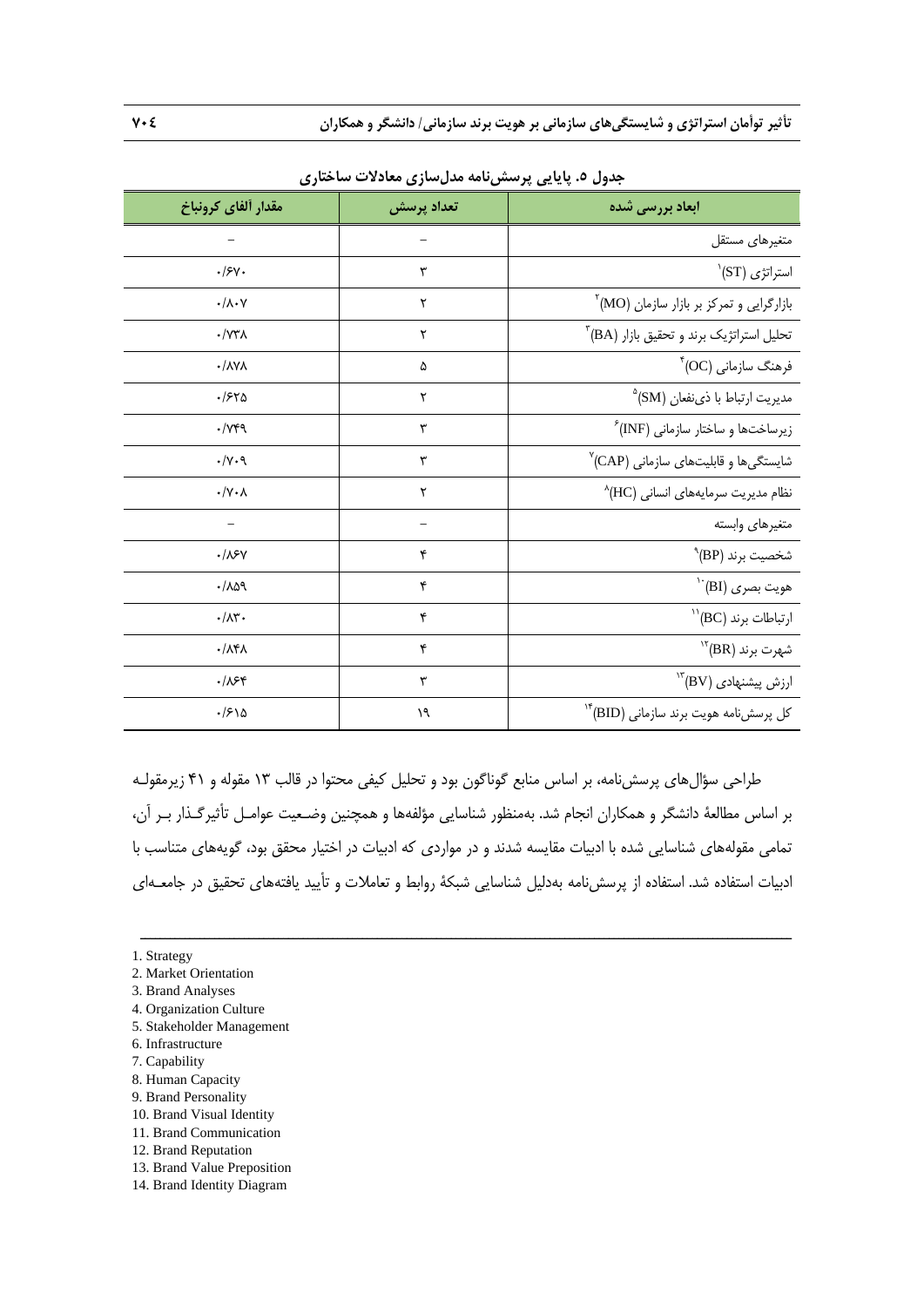**جدول ۵. پایایی پرسش‌نامه مدل‌سازی معادلات ساختاری**

| ابعاد بررسی شده | تعداد پرسش | مقدار آلفای کرونباخ |
|---|---|---|
| متغیرهای مستقل | – | – |
| استراتژی (ST)[1] | ۳ | ۰/۶۷۰ |
| بازارگرایی و تمرکز بر بازار سازمان (MO)[2] | ۲ | ۰/۸۰۷ |
| تحلیل استراتژیک برند و تحقیق بازار (BA)[3] | ۲ | ۰/۷۳۸ |
| فرهنگ سازمانی (OC)[4] | ۵ | ۰/۸۷۸ |
| مدیریت ارتباط با ذی‌نفعان (SM)[5] | ۲ | ۰/۶۲۵ |
| زیرساخت‌ها و ساختار سازمانی (INF)[6] | ۳ | ۰/۷۴۹ |
| شایستگی‌ها و قابلیت‌های سازمانی (CAP)[7] | ۳ | ۰/۷۰۹ |
| نظام مدیریت سرمایه‌های انسانی (HC)[8] | ۲ | ۰/۷۰۸ |
| متغیرهای وابسته | – | – |
| شخصیت برند (BP)[9] | ۴ | ۰/۸۶۷ |
| هویت بصری (BI)[10] | ۴ | ۰/۸۵۹ |
| ارتباطات برند (BC)[11] | ۴ | ۰/۸۳۰ |
| شهرت برند (BR)[12] | ۴ | ۰/۸۴۸ |
| ارزش پیشنهادی (BV)[13] | ۳ | ۰/۸۶۴ |
| کل پرسش‌نامه هویت برند سازمانی (BID)[14] | ۱۹ | ۰/۶۱۵ |

طراحی سؤال‌های پرسش‌نامه، بر اساس منابع گوناگون بود و تحلیل کیفی محتوا در قالب ۱۳ مقوله و ۴۱ زیرمقوله بر اساس مطالعهٔ دانشگر و همکاران انجام شد. به‌منظور شناسایی مؤلفه‌ها و همچنین وضعیت عوامل تأثیرگذار بر آن، تمامی مقوله‌های شناسایی شده با ادبیات مقایسه شدند و در مواردی که ادبیات در اختیار محقق بود، گویه‌های متناسب با ادبیات استفاده شد. استفاده از پرسش‌نامه به‌دلیل شناسایی شبکهٔ روابط و تعاملات و تأیید یافته‌های تحقیق در جامعه‌ای

---

1. Strategy
2. Market Orientation
3. Brand Analyses
4. Organization Culture
5. Stakeholder Management
6. Infrastructure
7. Capability
8. Human Capacity
9. Brand Personality
10. Brand Visual Identity
11. Brand Communication
12. Brand Reputation
13. Brand Value Preposition
14. Brand Identity Diagram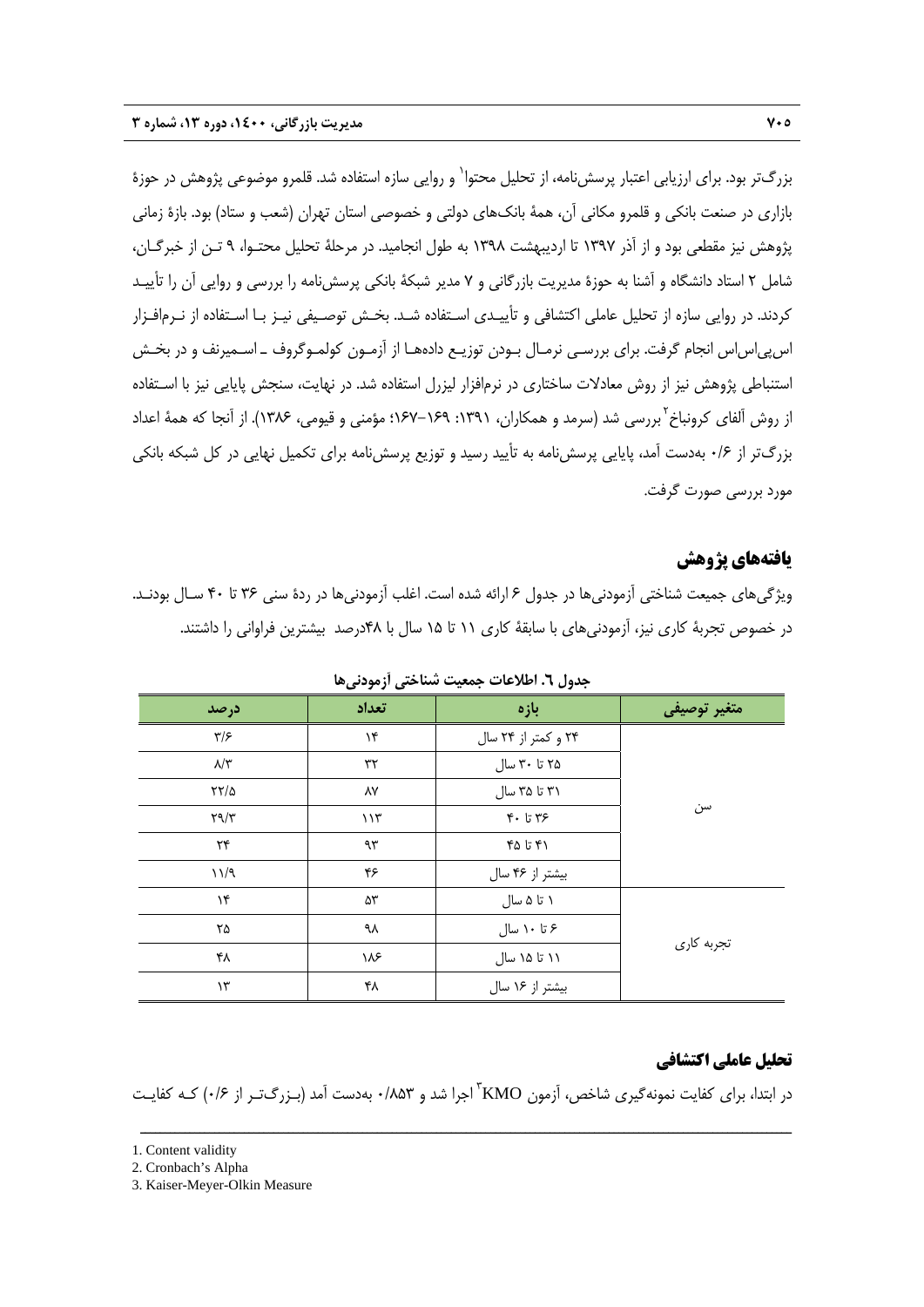بزرگ‌تر بود. برای ارزیابی اعتبار پرسش‌نامه، از تحلیل محتوا[1] و روایی سازه استفاده شد. قلمرو موضوعی پژوهش در حوزهٔ بازاری در صنعت بانکی و قلمرو مکانی آن، همهٔ بانک‌های دولتی و خصوصی استان تهران (شعب و ستاد) بود. بازهٔ زمانی پژوهش نیز مقطعی بود و از آذر ۱۳۹۷ تا اردیبهشت ۱۳۹۸ به طول انجامید. در مرحلهٔ تحلیل محتوا، ۹ تن از خبرگان، شامل ۲ استاد دانشگاه و آشنا به حوزهٔ مدیریت بازرگانی و ۷ مدیر شبکهٔ بانکی پرسش‌نامه را بررسی و روایی آن را تأیید کردند. در روایی سازه از تحلیل عاملی اکتشافی و تأییدی استفاده شد. بخش توصیفی نیز با استفاده از نرم‌افزار اس‌پی‌اس‌اس انجام گرفت. برای بررسی نرمال بودن توزیع داده‌ها از آزمون کولموگروف ـ اسمیرنف و در بخش استنباطی پژوهش نیز از روش معادلات ساختاری در نرم‌افزار لیزرل استفاده شد. در نهایت، سنجش پایایی نیز با استفاده از روش آلفای کرونباخ[2] بررسی شد (سرمد و همکاران، ۱۳۹۱: ۱۶۹–۱۶۷؛ مؤمنی و قیومی، ۱۳۸۶). از آنجا که همهٔ اعداد بزرگ‌تر از ۰/۶ به‌دست آمد، پایایی پرسش‌نامه به تأیید رسید و توزیع پرسش‌نامه برای تکمیل نهایی در کل شبکه بانکی مورد بررسی صورت گرفت.

## یافته‌های پژوهش

ویژگی‌های جمعیت شناختی آزمودنی‌ها در جدول ۶ ارائه شده است. اغلب آزمودنی‌ها در ردهٔ سنی ۳۶ تا ۴۰ سال بودند. در خصوص تجربهٔ کاری نیز، آزمودنی‌های با سابقهٔ کاری ۱۱ تا ۱۵ سال با ۴۸درصد بیشترین فراوانی را داشتند.

**جدول ٦. اطلاعات جمعیت شناختی آزمودنی‌ها**

| متغیر توصیفی | بازه | تعداد | درصد |
|---|---|---|---|
| سن | ۲۴ و کمتر از ۲۴ سال | ۱۴ | ۳/۶ |
| | ۲۵ تا ۳۰ سال | ۳۲ | ۸/۳ |
| | ۳۱ تا ۳۵ سال | ۸۷ | ۲۲/۵ |
| | ۳۶ تا ۴۰ | ۱۱۳ | ۲۹/۳ |
| | ۴۱ تا ۴۵ | ۹۳ | ۲۴ |
| | بیشتر از ۴۶ سال | ۴۶ | ۱۱/۹ |
| تجربه کاری | ۱ تا ۵ سال | ۵۳ | ۱۴ |
| | ۶ تا ۱۰ سال | ۹۸ | ۲۵ |
| | ۱۱ تا ۱۵ سال | ۱۸۶ | ۴۸ |
| | بیشتر از ۱۶ سال | ۴۸ | ۱۳ |

### تحلیل عاملی اکتشافی

در ابتدا، برای کفایت نمونه‌گیری شاخص، آزمون KMO[3] اجرا شد و ۰/۸۵۳ به‌دست آمد (بزرگ‌تر از ۰/۶) که کفایت

---

1. Content validity
2. Cronbach's Alpha
3. Kaiser-Meyer-Olkin Measure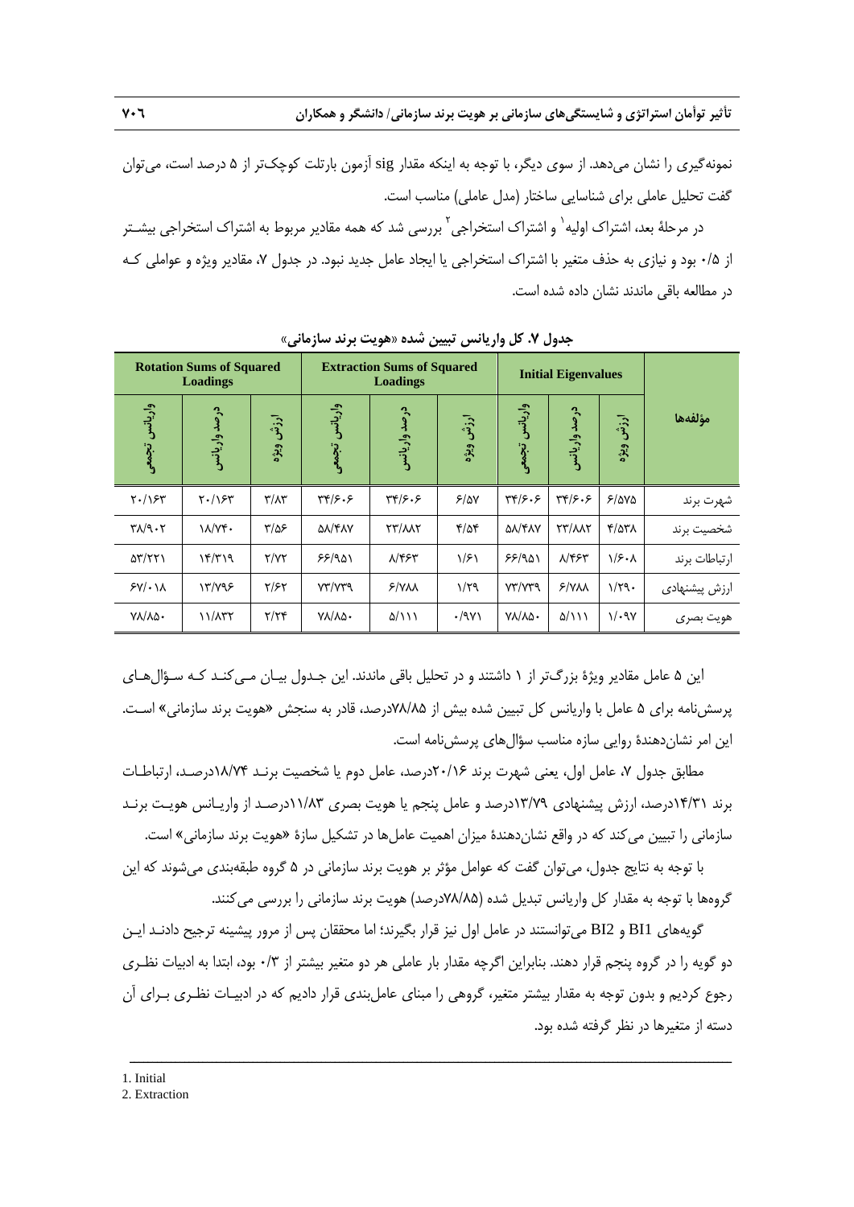نمونه‌گیری را نشان می‌دهد. از سوی دیگر، با توجه به اینکه مقدار sig آزمون بارتلت کوچک‌تر از ۵ درصد است، می‌توان گفت تحلیل عاملی برای شناسایی ساختار (مدل عاملی) مناسب است.

در مرحلۀ بعد، اشتراک اولیه[1] و اشتراک استخراجی[2] بررسی شد که همه مقادیر مربوط به اشتراک استخراجی بیشتر از ۰/۵ بود و نیازی به حذف متغیر با اشتراک استخراجی یا ایجاد عامل جدید نبود. در جدول ۷، مقادیر ویژه و عواملی که در مطالعه باقی ماندند نشان داده شده است.

**جدول ۷. کل واریانس تبیین شده «هویت برند سازمانی»**

| مؤلفه‌ها | Initial Eigenvalues | | | Extraction Sums of Squared Loadings | | | Rotation Sums of Squared Loadings | | |
|---|---|---|---|---|---|---|---|---|---|
| | ارزش ویژه | درصد واریانس | واریانس تجمعی | ارزش ویژه | درصد واریانس | واریانس تجمعی | ارزش ویژه | درصد واریانس | واریانس تجمعی |
| شهرت برند | ۶/۵۷۵ | ۳۴/۶۰۶ | ۳۴/۶۰۶ | ۶/۵۷ | ۳۴/۶۰۶ | ۳۴/۶۰۶ | ۳/۸۳ | ۲۰/۱۶۳ | ۲۰/۱۶۳ |
| شخصیت برند | ۴/۵۳۸ | ۲۳/۸۸۲ | ۵۸/۴۸۷ | ۴/۵۴ | ۲۳/۸۸۲ | ۵۸/۴۸۷ | ۳/۵۶ | ۱۸/۷۴۰ | ۳۸/۹۰۲ |
| ارتباطات برند | ۱/۶۰۸ | ۸/۴۶۳ | ۶۶/۹۵۱ | ۱/۶۱ | ۸/۴۶۳ | ۶۶/۹۵۱ | ۲/۷۲ | ۱۴/۳۱۹ | ۵۳/۲۲۱ |
| ارزش پیشنهادی | ۱/۲۹۰ | ۶/۷۸۸ | ۷۳/۷۳۹ | ۱/۲۹ | ۶/۷۸۸ | ۷۳/۷۳۹ | ۲/۶۲ | ۱۳/۷۹۶ | ۶۷/۰۱۸ |
| هویت بصری | ۱/۰۹۷ | ۵/۱۱۱ | ۷۸/۸۵۰ | ۰/۹۷۱ | ۵/۱۱۱ | ۷۸/۸۵۰ | ۲/۲۴ | ۱۱/۸۳۲ | ۷۸/۸۵۰ |

این ۵ عامل مقادیر ویژۀ بزرگ‌تر از ۱ داشتند و در تحلیل باقی ماندند. این جدول بیان می‌کند که سؤال‌های پرسش‌نامه برای ۵ عامل با واریانس کل تبیین شده بیش از ۷۸/۸۵درصد، قادر به سنجش «هویت برند سازمانی» است. این امر نشان‌دهندۀ روایی سازه مناسب سؤال‌های پرسش‌نامه است.

مطابق جدول ۷، عامل اول، یعنی شهرت برند ۲۰/۱۶درصد، عامل دوم یا شخصیت برند ۱۸/۷۴درصد، ارتباطات برند ۱۴/۳۱درصد، ارزش پیشنهادی ۱۳/۷۹درصد و عامل پنجم یا هویت بصری ۱۱/۸۳درصد از واریانس هویت برند سازمانی را تبیین می‌کند که در واقع نشان‌دهندۀ میزان اهمیت عامل‌ها در تشکیل سازۀ «هویت برند سازمانی» است.

با توجه به نتایج جدول، می‌توان گفت که عوامل مؤثر بر هویت برند سازمانی در ۵ گروه طبقه‌بندی می‌شوند که این گروه‌ها با توجه به مقدار کل واریانس تبدیل شده (۷۸/۸۵درصد) هویت برند سازمانی را بررسی می‌کنند.

گویه‌های BI1 و BI2 می‌توانستند در عامل اول نیز قرار بگیرند؛ اما محققان پس از مرور پیشینه ترجیح دادند این دو گویه را در گروه پنجم قرار دهند. بنابراین اگرچه مقدار بار عاملی هر دو متغیر بیشتر از ۰/۳ بود، ابتدا به ادبیات نظری رجوع کردیم و بدون توجه به مقدار بیشتر متغیر، گروهی را مبنای عامل‌بندی قرار دادیم که در ادبیات نظری برای آن دسته از متغیرها در نظر گرفته شده بود.

---

1. Initial
2. Extraction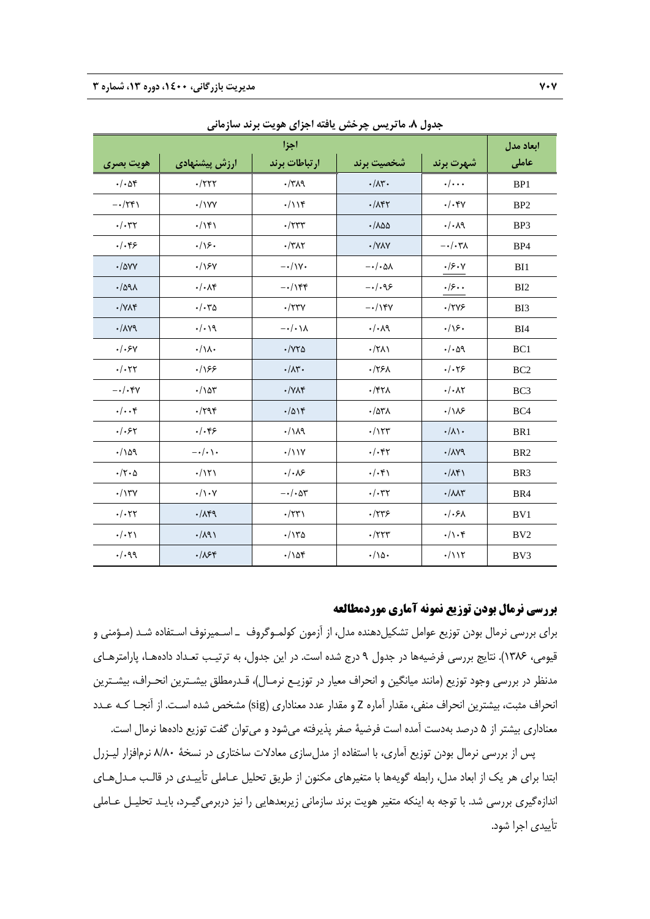**جدول ۸. ماتریس چرخش یافته اجزای هویت برند سازمانی**

| ابعاد مدل عاملی | اجزا | | | | |
|---|---|---|---|---|---|
| | شهرت برند | شخصیت برند | ارتباطات برند | ارزش پیشنهادی | هویت بصری |
| BP1 | ۰/۰۰۰ | ۰/۸۳۰ | ۰/۳۸۹ | ۰/۲۲۲ | ۰/۰۵۴ |
| BP2 | ۰/۰۴۷ | ۰/۸۴۲ | ۰/۱۱۴ | ۰/۱۷۷ | −۰/۲۴۱ |
| BP3 | ۰/۰۸۹ | ۰/۸۵۵ | ۰/۲۳۳ | ۰/۱۴۱ | ۰/۰۳۲ |
| BP4 | −۰/۰۳۸ | ۰/۷۸۷ | ۰/۳۸۲ | ۰/۱۶۰ | ۰/۰۴۶ |
| BI1 | ۰/۶۰۷ | −۰/۰۵۸ | −۰/۱۷۰ | ۰/۱۶۷ | ۰/۵۷۷ |
| BI2 | ۰/۶۰۰ | −۰/۰۹۶ | −۰/۱۴۴ | ۰/۰۸۴ | ۰/۵۹۸ |
| BI3 | ۰/۲۷۶ | −۰/۱۴۷ | ۰/۲۳۷ | ۰/۰۳۵ | ۰/۷۸۴ |
| BI4 | ۰/۱۶۰ | ۰/۰۸۹ | −۰/۰۱۸ | ۰/۰۱۹ | ۰/۸۷۹ |
| BC1 | ۰/۰۵۹ | ۰/۲۸۱ | ۰/۷۲۵ | ۰/۱۸۰ | ۰/۰۶۷ |
| BC2 | ۰/۰۲۶ | ۰/۲۶۸ | ۰/۸۳۰ | ۰/۱۶۶ | ۰/۰۲۲ |
| BC3 | ۰/۰۸۲ | ۰/۴۲۸ | ۰/۷۸۴ | ۰/۱۵۳ | −۰/۰۴۷ |
| BC4 | ۰/۱۸۶ | ۰/۵۳۸ | ۰/۵۱۴ | ۰/۲۹۴ | ۰/۰۰۴ |
| BR1 | ۰/۸۱۰ | ۰/۱۲۳ | ۰/۱۸۹ | ۰/۰۴۶ | ۰/۰۶۲ |
| BR2 | ۰/۸۷۹ | ۰/۰۴۲ | ۰/۱۱۷ | −۰/۰۱۰ | ۰/۱۵۹ |
| BR3 | ۰/۸۴۱ | ۰/۰۴۱ | ۰/۰۸۶ | ۰/۱۲۱ | ۰/۲۰۵ |
| BR4 | ۰/۸۸۳ | ۰/۰۳۲ | −۰/۰۵۳ | ۰/۱۰۷ | ۰/۱۳۷ |
| BV1 | ۰/۰۶۸ | ۰/۲۳۶ | ۰/۲۳۱ | ۰/۸۴۹ | ۰/۰۲۲ |
| BV2 | ۰/۱۰۴ | ۰/۲۲۳ | ۰/۱۳۵ | ۰/۸۹۱ | ۰/۰۲۱ |
| BV3 | ۰/۱۱۲ | ۰/۱۵۰ | ۰/۱۵۴ | ۰/۸۶۴ | ۰/۰۹۹ |

### بررسی نرمال بودن توزیع نمونه آماری موردمطالعه

برای بررسی نرمال بودن توزیع عوامل تشکیل‌دهنده مدل، از آزمون کولموگروف ـ اسمیرنوف استفاده شد (مؤمنی و قیومی، ۱۳۸۶). نتایج بررسی فرضیه‌ها در جدول ۹ درج شده است. در این جدول، به ترتیب تعداد داده‌ها، پارامترهای مدنظر در بررسی وجود توزیع (مانند میانگین و انحراف معیار در توزیع نرمال)، قدرمطلق بیشترین انحراف، بیشترین انحراف مثبت، بیشترین انحراف منفی، مقدار آماره Z و مقدار عدد معناداری (sig) مشخص شده است. از آنجا که عدد معناداری بیشتر از ۵ درصد به‌دست آمده است فرضیهٔ صفر پذیرفته می‌شود و می‌توان گفت توزیع داده‌ها نرمال است.

پس از بررسی نرمال بودن توزیع آماری، با استفاده از مدل‌سازی معادلات ساختاری در نسخهٔ ۸/۸۰ نرم‌افزار لیزرل ابتدا برای هر یک از ابعاد مدل، رابطه گویه‌ها با متغیرهای مکنون از طریق تحلیل عاملی تأییدی در قالب مدل‌های اندازه‌گیری بررسی شد. با توجه به اینکه متغیر هویت برند سازمانی زیربعدهایی را نیز دربرمی‌گیرد، باید تحلیل عاملی تأییدی اجرا شود.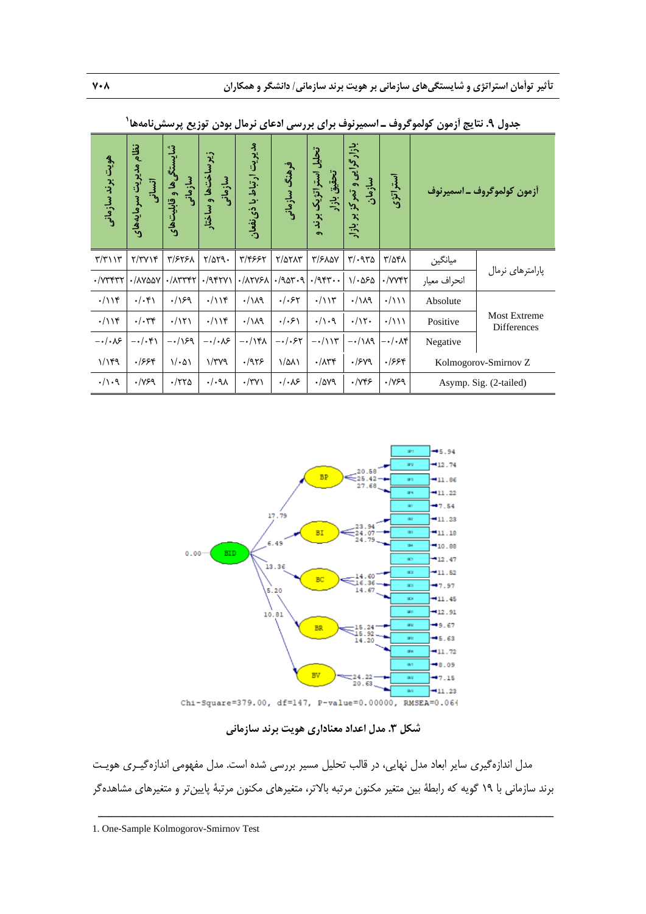جدول ۹. نتایج آزمون کولموگروف ـ اسمیرنوف برای بررسی ادعای نرمال بودن توزیع پرسش‌نامه‌ها[1]

| آزمون کولموگروف ـ اسمیرنوف | | استراتژی | بازارگرایی و تمرکز بر بازار سازمان | تحلیل استراتژیک برند و تحقیق بازار | فرهنگ سازمانی | مدیریت ارتباط با ذی‌نفعان | زیرساخت‌ها و ساختار سازمانی | شایستگی‌ها و قابلیت‌های سازمانی | نظام مدیریت سرمایه‌های انسانی | هویت برند سازمانی |
|---|---|---|---|---|---|---|---|---|---|---|
| پارامترهای نرمال | میانگین | ۳/۵۴۸ | ۳/۰۹۳۵ | ۳/۶۸۵۷ | ۲/۵۲۸۳ | ۳/۴۶۶۲ | ۲/۵۲۹۰ | ۳/۶۲۶۸ | ۲/۳۷۱۴ | ۳/۳۱۱۳ |
| | انحراف معیار | ۰/۷۷۴۲ | ۱/۰۵۶۵ | ۰/۹۴۳۰۰ | ۰/۹۵۳۰۹ | ۰/۸۲۷۶۸ | ۰/۹۴۲۷۱ | ۰/۸۳۳۴۲ | ۰/۸۷۵۵۷ | ۰/۷۳۴۳۲ |
| Most Extreme Differences | Absolute | ۰/۱۱۱ | ۰/۱۸۹ | ۰/۱۱۳ | ۰/۰۶۲ | ۰/۱۸۹ | ۰/۱۱۴ | ۰/۱۶۹ | ۰/۰۴۱ | ۰/۱۱۴ |
| | Positive | ۰/۱۱۱ | ۰/۱۲۰ | ۰/۱۰۹ | ۰/۰۶۱ | ۰/۱۸۹ | ۰/۱۱۴ | ۰/۱۲۱ | ۰/۰۳۴ | ۰/۱۱۴ |
| | Negative | ۰/۰۸۴- | ۰/۱۸۹- | ۰/۱۱۳- | ۰/۰۶۲- | ۰/۱۴۸- | ۰/۰۸۶- | ۰/۱۶۹- | ۰/۰۴۱- | ۰/۰۸۶- |
| Kolmogorov-Smirnov Z | | ۰/۶۶۴ | ۰/۶۷۹ | ۰/۸۳۴ | ۱/۵۸۱ | ۰/۹۲۶ | ۱/۳۷۹ | ۱/۰۵۱ | ۰/۶۶۴ | ۱/۱۴۹ |
| Asymp. Sig. (2-tailed) | | ۰/۷۶۹ | ۰/۷۴۶ | ۰/۵۷۹ | ۰/۰۸۶ | ۰/۳۷۱ | ۰/۰۹۸ | ۰/۲۲۵ | ۰/۷۶۹ | ۰/۱۰۹ |

Chi-Square=379.00, df=147, P-value=0.00000, RMSEA=0.064

شکل ۳. مدل اعداد معناداری هویت برند سازمانی

مدل اندازه‌گیری سایر ابعاد مدل نهایی، در قالب تحلیل مسیر بررسی شده است. مدل مفهومی اندازه‌گیری هویت برند سازمانی با ۱۹ گویه که رابطهٔ بین متغیر مکنون مرتبه بالاتر، متغیرهای مکنون مرتبهٔ پایین‌تر و متغیرهای مشاهده‌گر

1. One-Sample Kolmogorov-Smirnov Test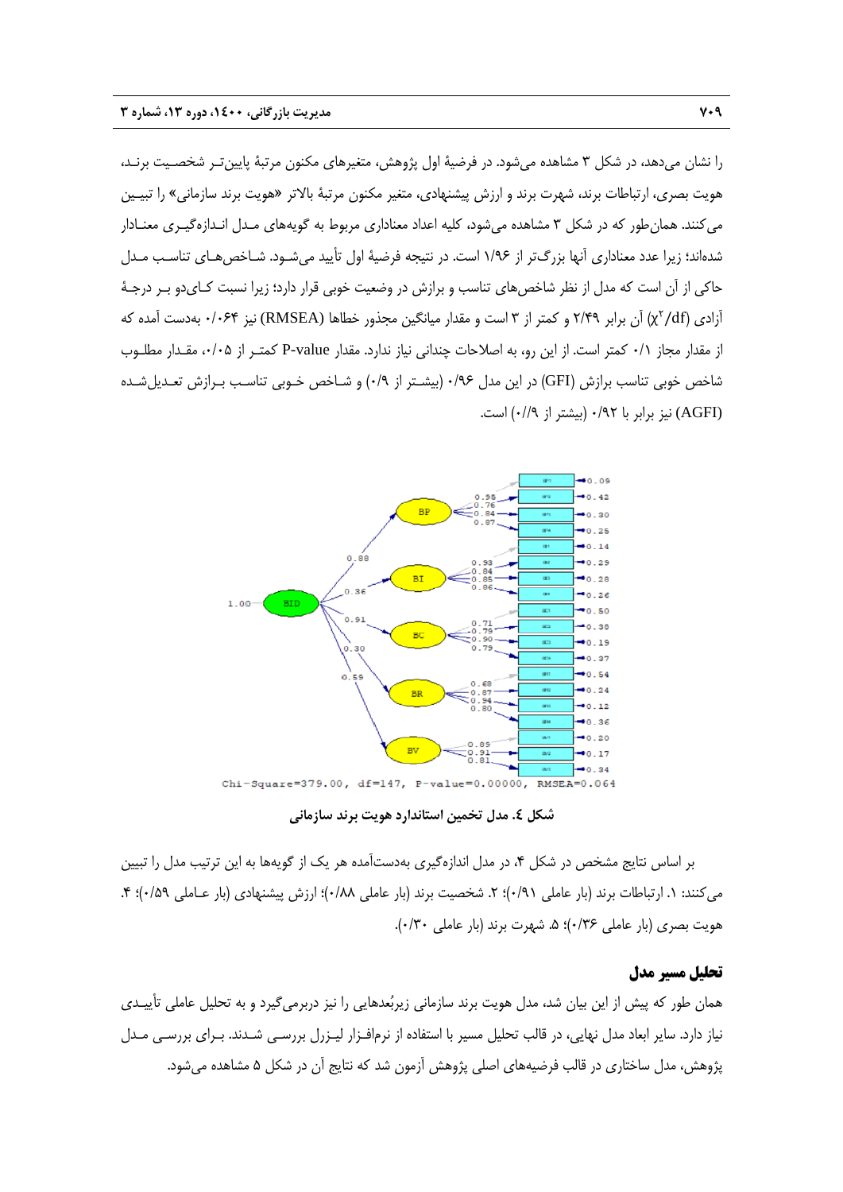را نشان می‌دهد، در شکل ۳ مشاهده می‌شود. در فرضیهٔ اول پژوهش، متغیرهای مکنون مرتبهٔ پایین‌تر شخصیت برند، هویت بصری، ارتباطات برند، شهرت برند و ارزش پیشنهادی، متغیر مکنون مرتبهٔ بالاتر «هویت برند سازمانی» را تبیین می‌کنند. همان‌طور که در شکل ۳ مشاهده می‌شود، کلیه اعداد معناداری مربوط به گویه‌های مدل اندازه‌گیری معنادار شده‌اند؛ زیرا عدد معناداری آنها بزرگ‌تر از ۱/۹۶ است. در نتیجه فرضیهٔ اول تأیید می‌شود. شاخص‌های تناسب مدل حاکی از آن است که مدل از نظر شاخص‌های تناسب و برازش در وضعیت خوبی قرار دارد؛ زیرا نسبت کای‌دو بر درجهٔ آزادی ($\chi^2$/df) آن برابر ۲/۴۹ و کمتر از ۳ است و مقدار میانگین مجذور خطاها (RMSEA) نیز ۰/۰۶۴ به‌دست آمده که از مقدار مجاز ۰/۱ کمتر است. از این رو، به اصلاحات چندانی نیاز ندارد. مقدار P-value کمتر از ۰/۰۵، مقدار مطلوب شاخص خوبی تناسب برازش (GFI) در این مدل ۰/۹۶ (بیشتر از ۰/۹) و شاخص خوبی تناسب برازش تعدیل‌شده (AGFI) نیز برابر با ۰/۹۲ (بیشتر از ۰//۹) است.

Chi-Square=379.00, df=147, P-value=0.00000, RMSEA=0.064

**شکل ٤. مدل تخمین استاندارد هویت برند سازمانی**

بر اساس نتایج مشخص در شکل ۴، در مدل اندازه‌گیری به‌دست‌آمده هر یک از گویه‌ها به این ترتیب مدل را تبیین می‌کنند: ۱. ارتباطات برند (بار عاملی ۰/۹۱)؛ ۲. شخصیت برند (بار عاملی ۰/۸۸)؛ ارزش پیشنهادی (بار عاملی ۰/۵۹)؛ ۴. هویت بصری (بار عاملی ۰/۳۶)؛ ۵. شهرت برند (بار عاملی ۰/۳۰).

## تحلیل مسیر مدل

همان طور که پیش از این بیان شد، مدل هویت برند سازمانی زیربُعدهایی را نیز دربرمی‌گیرد و به تحلیل عاملی تأییدی نیاز دارد. سایر ابعاد مدل نهایی، در قالب تحلیل مسیر با استفاده از نرم‌افزار لیزرل بررسی شدند. برای بررسی مدل پژوهش، مدل ساختاری در قالب فرضیه‌های اصلی پژوهش آزمون شد که نتایج آن در شکل ۵ مشاهده می‌شود.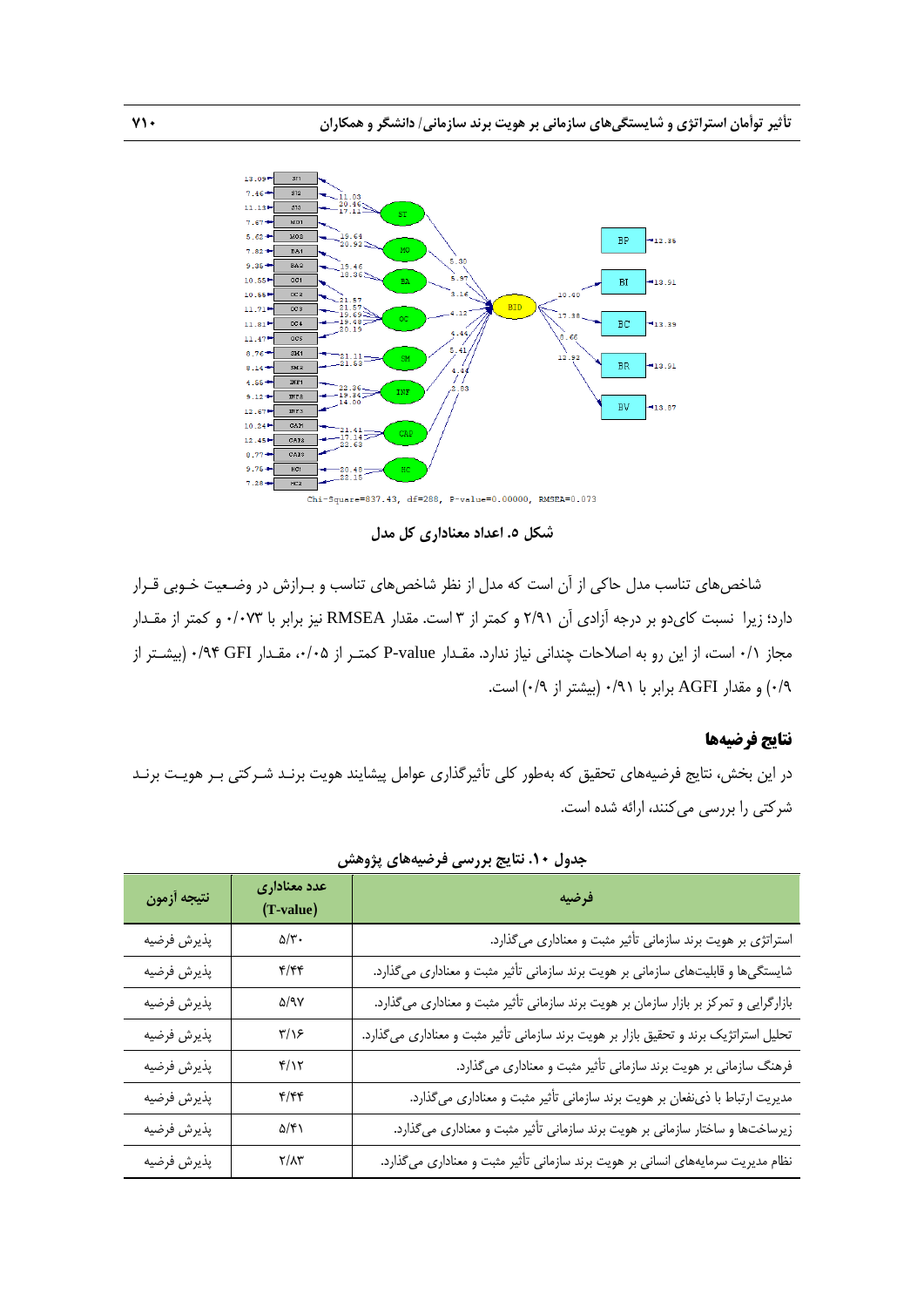Chi-Square=837.43, df=288, P-value=0.00000, RMSEA=0.073

**شکل ۵. اعداد معناداری کل مدل**

شاخص‌های تناسب مدل حاکی از آن است که مدل از نظر شاخص‌های تناسب و بـرازش در وضـعیت خـوبی قـرار دارد؛ زیرا نسبت کای‌دو بر درجه آزادی آن ۲/۹۱ و کمتر از ۳ است. مقدار RMSEA نیز برابر با ۰/۰۷۳ و کمتر از مقـدار مجاز ۰/۱ است، از این رو به اصلاحات چندانی نیاز ندارد. مقـدار P-value کمتـر از ۰/۰۵، مقـدار GFI ۰/۹۴ (بیشـتر از ۰/۹) و مقدار AGFI برابر با ۰/۹۱ (بیشتر از ۰/۹) است.

## نتایج فرضیه‌ها

در این بخش، نتایج فرضیه‌های تحقیق که به‌طور کلی تأثیرگذاری عوامل پیشایند هویت برنـد شـرکتی بـر هویـت برنـد شرکتی را بررسی می‌کنند، ارائه شده است.

**جدول ۱۰. نتایج بررسی فرضیه‌های پژوهش**

| فرضیه | عدد معناداری (T-value) | نتیجه آزمون |
|---|---|---|
| استراتژی بر هویت برند سازمانی تأثیر مثبت و معناداری می‌گذارد. | ۵/۳۰ | پذیرش فرضیه |
| شایستگی‌ها و قابلیت‌های سازمانی بر هویت برند سازمانی تأثیر مثبت و معناداری می‌گذارد. | ۴/۴۴ | پذیرش فرضیه |
| بازارگرایی و تمرکز بر بازار سازمان بر هویت برند سازمانی تأثیر مثبت و معناداری می‌گذارد. | ۵/۹۷ | پذیرش فرضیه |
| تحلیل استراتژیک برند و تحقیق بازار بر هویت برند سازمانی تأثیر مثبت و معناداری می‌گذارد. | ۳/۱۶ | پذیرش فرضیه |
| فرهنگ سازمانی بر هویت برند سازمانی تأثیر مثبت و معناداری می‌گذارد. | ۴/۱۲ | پذیرش فرضیه |
| مدیریت ارتباط با ذی‌نفعان بر هویت برند سازمانی تأثیر مثبت و معناداری می‌گذارد. | ۴/۴۴ | پذیرش فرضیه |
| زیرساخت‌ها و ساختار سازمانی بر هویت برند سازمانی تأثیر مثبت و معناداری می‌گذارد. | ۵/۴۱ | پذیرش فرضیه |
| نظام مدیریت سرمایه‌های انسانی بر هویت برند سازمانی تأثیر مثبت و معناداری می‌گذارد. | ۲/۸۳ | پذیرش فرضیه |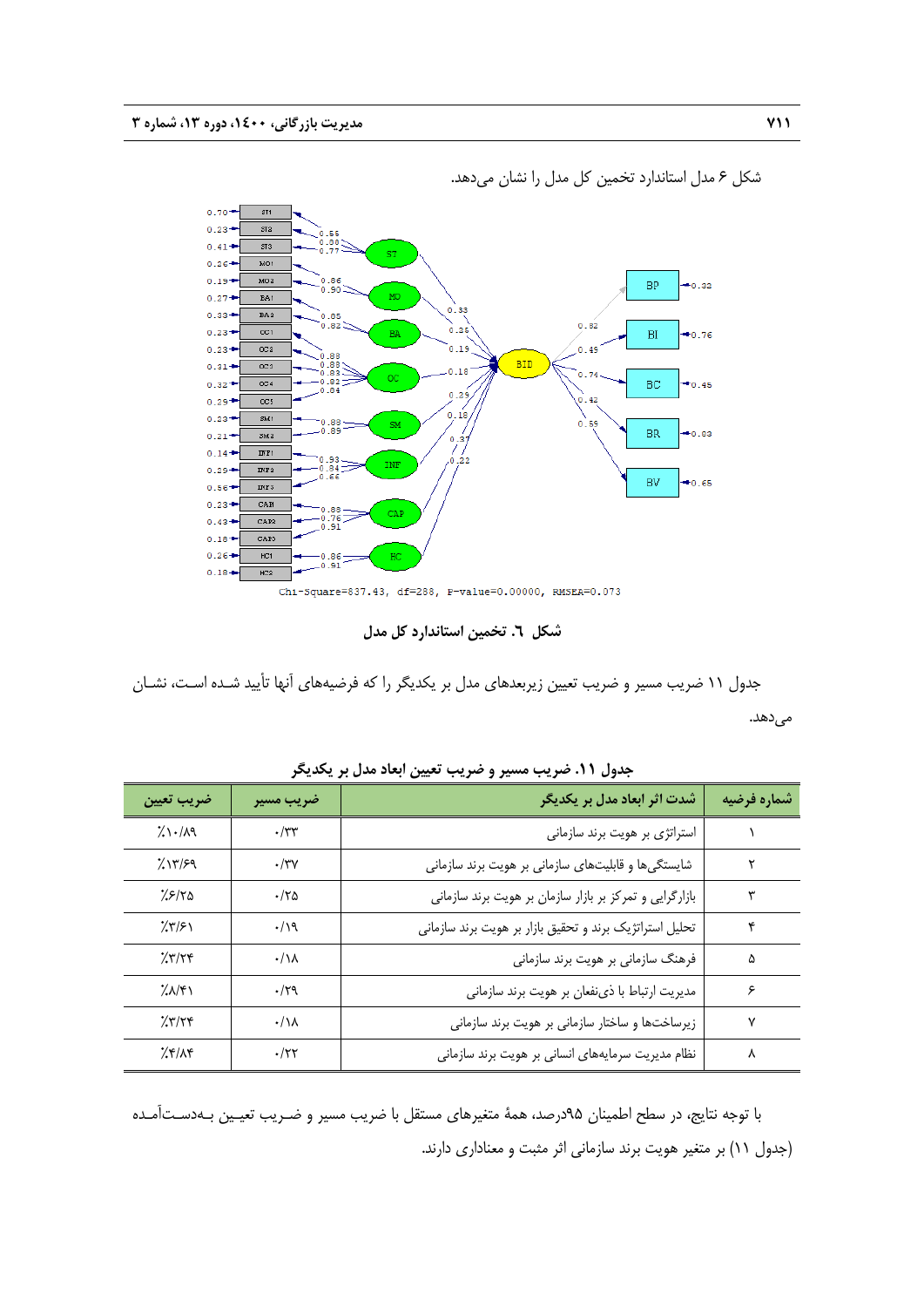شکل ۶ مدل استاندارد تخمین کل مدل را نشان می‌دهد.

**شکل ٦. تخمین استاندارد کل مدل**

جدول ۱۱ ضریب مسیر و ضریب تعیین زیربعدهای مدل بر یکدیگر را که فرضیه‌های آنها تأیید شـده اسـت، نشـان می‌دهد.

**جدول ۱۱. ضریب مسیر و ضریب تعیین ابعاد مدل بر یکدیگر**

| شماره فرضیه | شدت اثر ابعاد مدل بر یکدیگر | ضریب مسیر | ضریب تعیین |
|---|---|---|---|
| ۱ | استراتژی بر هویت برند سازمانی | ۰/۳۳ | ٪۱۰/۸۹ |
| ۲ | شایستگی‌ها و قابلیت‌های سازمانی بر هویت برند سازمانی | ۰/۳۷ | ٪۱۳/۶۹ |
| ۳ | بازارگرایی و تمرکز بر بازار سازمان بر هویت برند سازمانی | ۰/۲۵ | ٪۶/۲۵ |
| ۴ | تحلیل استراتژیک برند و تحقیق بازار بر هویت برند سازمانی | ۰/۱۹ | ٪۳/۶۱ |
| ۵ | فرهنگ سازمانی بر هویت برند سازمانی | ۰/۱۸ | ٪۳/۲۴ |
| ۶ | مدیریت ارتباط با ذی‌نفعان بر هویت برند سازمانی | ۰/۲۹ | ٪۸/۴۱ |
| ۷ | زیرساخت‌ها و ساختار سازمانی بر هویت برند سازمانی | ۰/۱۸ | ٪۳/۲۴ |
| ۸ | نظام مدیریت سرمایه‌های انسانی بر هویت برند سازمانی | ۰/۲۲ | ٪۴/۸۴ |

با توجه نتایج، در سطح اطمینان ۹۵درصد، همهٔ متغیرهای مستقل با ضریب مسیر و ضـریب تعیـین بـه‌دسـت‌آمـده (جدول ۱۱) بر متغیر هویت برند سازمانی اثر مثبت و معناداری دارند.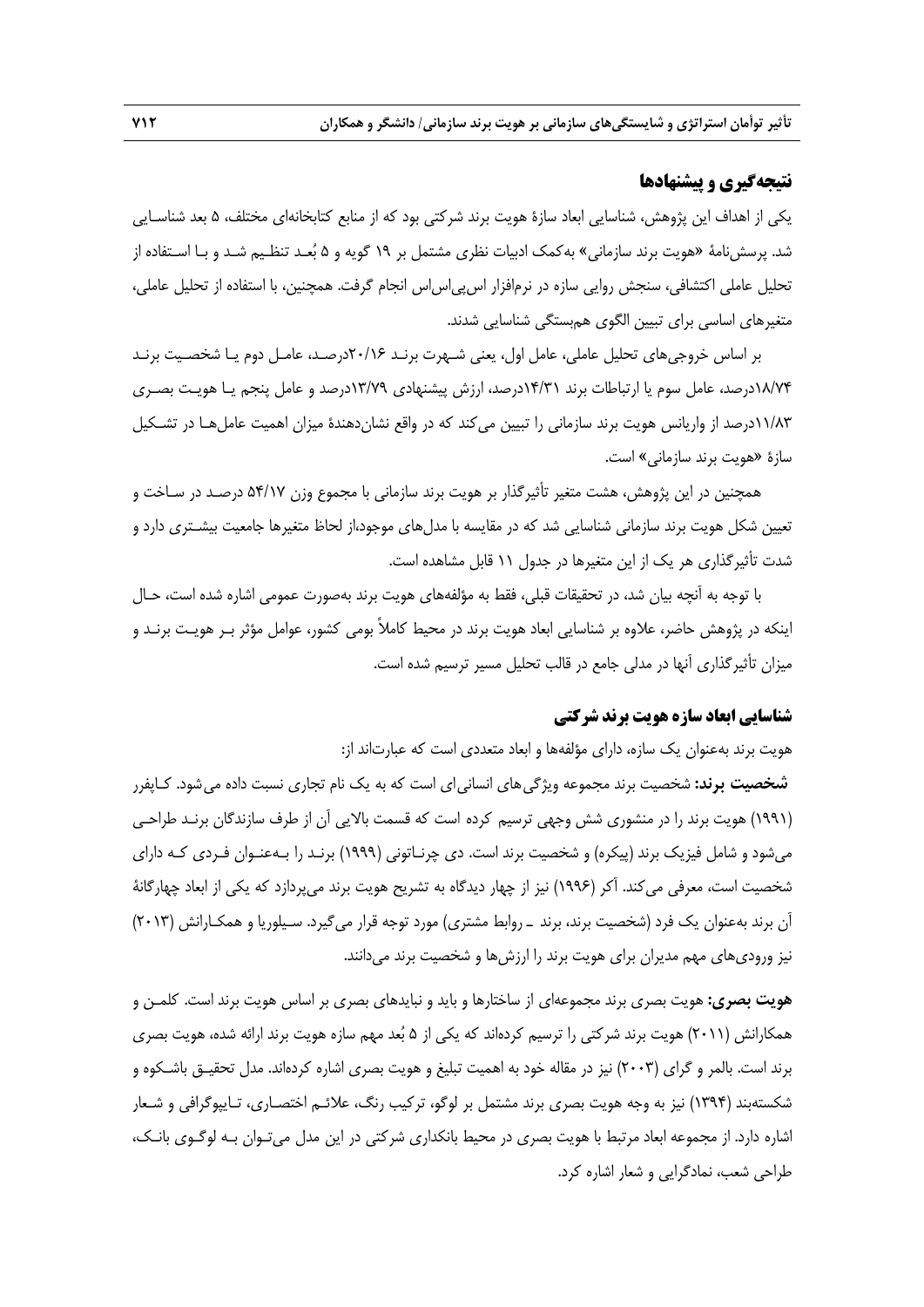## نتیجه‌گیری و پیشنهادها

یکی از اهداف این پژوهش، شناسایی ابعاد سازهٔ هویت برند شرکتی بود که از منابع کتابخانه‌ای مختلف، ۵ بعد شناسایی شد. پرسش‌نامهٔ «هویت برند سازمانی» به‌کمک ادبیات نظری مشتمل بر ۱۹ گویه و ۵ بُعد تنظیم شد و با استفاده از تحلیل عاملی اکتشافی، سنجش روایی سازه در نرم‌افزار اس‌پی‌اس‌اس انجام گرفت. همچنین، با استفاده از تحلیل عاملی، متغیرهای اساسی برای تبیین الگوی هم‌بستگی شناسایی شدند.

بر اساس خروجی‌های تحلیل عاملی، عامل اول، یعنی شهرت برند ۲۰/۱۶درصد، عامل دوم یا شخصیت برند ۱۸/۷۴درصد، عامل سوم یا ارتباطات برند ۱۴/۳۱درصد، ارزش پیشنهادی ۱۳/۷۹درصد و عامل پنجم یا هویت بصری ۱۱/۸۳درصد از واریانس هویت برند سازمانی را تبیین می‌کند که در واقع نشان‌دهندهٔ میزان اهمیت عامل‌ها در تشکیل سازهٔ «هویت برند سازمانی» است.

همچنین در این پژوهش، هشت متغیر تأثیرگذار بر هویت برند سازمانی با مجموع وزن ۵۴/۱۷ درصد در ساخت و تعیین شکل هویت برند سازمانی شناسایی شد که در مقایسه با مدل‌های موجود،از لحاظ متغیرها جامعیت بیشتری دارد و شدت تأثیرگذاری هر یک از این متغیرها در جدول ۱۱ قابل مشاهده است.

با توجه به آنچه بیان شد، در تحقیقات قبلی، فقط به مؤلفه‌های هویت برند به‌صورت عمومی اشاره شده است، حال اینکه در پژوهش حاضر، علاوه بر شناسایی ابعاد هویت برند در محیط کاملاً بومی کشور، عوامل مؤثر بر هویت برند و میزان تأثیرگذاری آنها در مدلی جامع در قالب تحلیل مسیر ترسیم شده است.

### شناسایی ابعاد سازه هویت برند شرکتی

هویت برند به‌عنوان یک سازه، دارای مؤلفه‌ها و ابعاد متعددی است که عبارت‌اند از:

**شخصیت برند:** شخصیت برند مجموعه ویژگی‌های انسانی‌ای است که به یک نام تجاری نسبت داده می‌شود. کاپفرر (۱۹۹۱) هویت برند را در منشوری شش وجهی ترسیم کرده است که قسمت بالایی آن از طرف سازندگان برند طراحی می‌شود و شامل فیزیک برند (پیکره) و شخصیت برند است. دی چرناتونی (۱۹۹۹) برند را به‌عنوان فردی که دارای شخصیت است، معرفی می‌کند. آکر (۱۹۹۶) نیز از چهار دیدگاه به تشریح هویت برند می‌پردازد که یکی از ابعاد چهارگانهٔ آن برند به‌عنوان یک فرد (شخصیت برند، برند ـ روابط مشتری) مورد توجه قرار می‌گیرد. سیلوریا و همکارانش (۲۰۱۳) نیز ورودی‌های مهم مدیران برای هویت برند را ارزش‌ها و شخصیت برند می‌دانند.

**هویت بصری:** هویت بصری برند مجموعه‌ای از ساختارها و باید و نبایدهای بصری بر اساس هویت برند است. کلمن و همکارانش (۲۰۱۱) هویت برند شرکتی را ترسیم کرده‌اند که یکی از ۵ بُعد مهم سازه هویت برند ارائه شده، هویت بصری برند است. بالمر و گرای (۲۰۰۳) نیز در مقاله خود به اهمیت تبلیغ و هویت بصری اشاره کرده‌اند. مدل تحقیق باشکوه و شکسته‌بند (۱۳۹۴) نیز به وجه هویت بصری برند مشتمل بر لوگو، ترکیب رنگ، علائم اختصاری، تایپوگرافی و شعار اشاره دارد. از مجموعه ابعاد مرتبط با هویت بصری در محیط بانکداری شرکتی در این مدل می‌توان به لوگوی بانک، طراحی شعب، نمادگرایی و شعار اشاره کرد.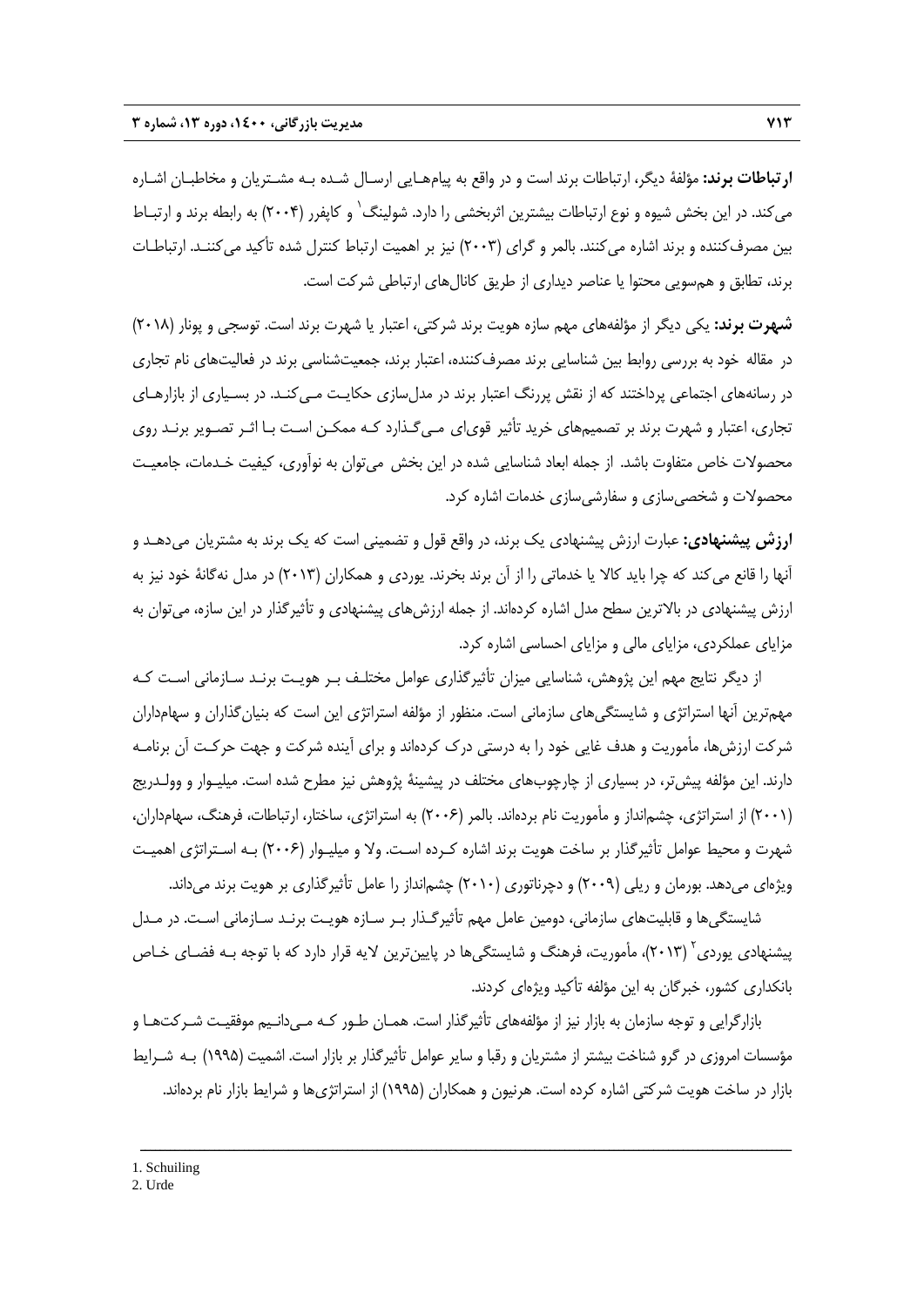**ارتباطات برند:** مؤلفهٔ دیگر، ارتباطات برند است و در واقع به پیام‌هایی ارسال شده به مشتریان و مخاطبان اشاره می‌کند. در این بخش شیوه و نوع ارتباطات بیشترین اثربخشی را دارد. شولینگ[1] و کاپفرر (۲۰۰۴) به رابطه برند و ارتباط بین مصرف‌کننده و برند اشاره می‌کنند. بالمر و گرای (۲۰۰۳) نیز بر اهمیت ارتباط کنترل شده تأکید می‌کنند. ارتباطات برند، تطابق و هم‌سویی محتوا یا عناصر دیداری از طریق کانال‌های ارتباطی شرکت است.

**شهرت برند:** یکی دیگر از مؤلفه‌های مهم سازه هویت برند شرکتی، اعتبار یا شهرت برند است. توسجی و پونار (۲۰۱۸) در مقاله خود به بررسی روابط بین شناسایی برند مصرف‌کننده، اعتبار برند، جمعیت‌شناسی برند در فعالیت‌های نام تجاری در رسانه‌های اجتماعی پرداختند که از نقش پررنگ اعتبار برند در مدل‌سازی حکایت می‌کند. در بسیاری از بازارهای تجاری، اعتبار و شهرت برند بر تصمیم‌های خرید تأثیر قوی‌ای می‌گذارد که ممکن است با اثر تصویر برند روی محصولات خاص متفاوت باشد. از جمله ابعاد شناسایی شده در این بخش می‌توان به نوآوری، کیفیت خدمات، جامعیت محصولات و شخصی‌سازی و سفارشی‌سازی خدمات اشاره کرد.

**ارزش پیشنهادی:** عبارت ارزش پیشنهادی یک برند، در واقع قول و تضمینی است که یک برند به مشتریان می‌دهد و آنها را قانع می‌کند که چرا باید کالا یا خدماتی را از آن برند بخرند. یوردی و همکاران (۲۰۱۳) در مدل نه‌گانهٔ خود نیز به ارزش پیشنهادی در بالاترین سطح مدل اشاره کرده‌اند. از جمله ارزش‌های پیشنهادی و تأثیرگذار در این سازه، می‌توان به مزایای عملکردی، مزایای مالی و مزایای احساسی اشاره کرد.

از دیگر نتایج مهم این پژوهش، شناسایی میزان تأثیرگذاری عوامل مختلف بر هویت برند سازمانی است که مهم‌ترین آنها استراتژی و شایستگی‌های سازمانی است. منظور از مؤلفه استراتژی این است که بنیان‌گذاران و سهامداران شرکت ارزش‌ها، مأموریت و هدف غایی خود را به درستی درک کرده‌اند و برای آینده شرکت و جهت حرکت آن برنامه دارند. این مؤلفه پیش‌تر، در بسیاری از چارچوب‌های مختلف در پیشینهٔ پژوهش نیز مطرح شده است. میلیوار و وولدریج (۲۰۰۱) از استراتژی، چشم‌انداز و مأموریت نام برده‌اند. بالمر (۲۰۰۶) به استراتژی، ساختار، ارتباطات، فرهنگ، سهامداران، شهرت و محیط عوامل تأثیرگذار بر ساخت هویت برند اشاره کرده است. ولا و میلیوار (۲۰۰۶) به استراتژی اهمیت ویژه‌ای می‌دهد. بورمان و ریلی (۲۰۰۹) و دچرناتوری (۲۰۱۰) چشم‌انداز را عامل تأثیرگذاری بر هویت برند می‌داند.

شایستگی‌ها و قابلیت‌های سازمانی، دومین عامل مهم تأثیرگذار بر سازه هویت برند سازمانی است. در مدل پیشنهادی یوردی[2] (۲۰۱۳)، مأموریت، فرهنگ و شایستگی‌ها در پایین‌ترین لایه قرار دارد که با توجه به فضای خاص بانکداری کشور، خبرگان به این مؤلفه تأکید ویژه‌ای کردند.

بازارگرایی و توجه سازمان به بازار نیز از مؤلفه‌های تأثیرگذار است. همان طور که می‌دانیم موفقیت شرکت‌ها و مؤسسات امروزی در گرو شناخت بیشتر از مشتریان و رقبا و سایر عوامل تأثیرگذار بر بازار است. اشمیت (۱۹۹۵) به شرایط بازار در ساخت هویت شرکتی اشاره کرده است. هرنیون و همکاران (۱۹۹۵) از استراتژی‌ها و شرایط بازار نام برده‌اند.

---

1. Schuiling
2. Urde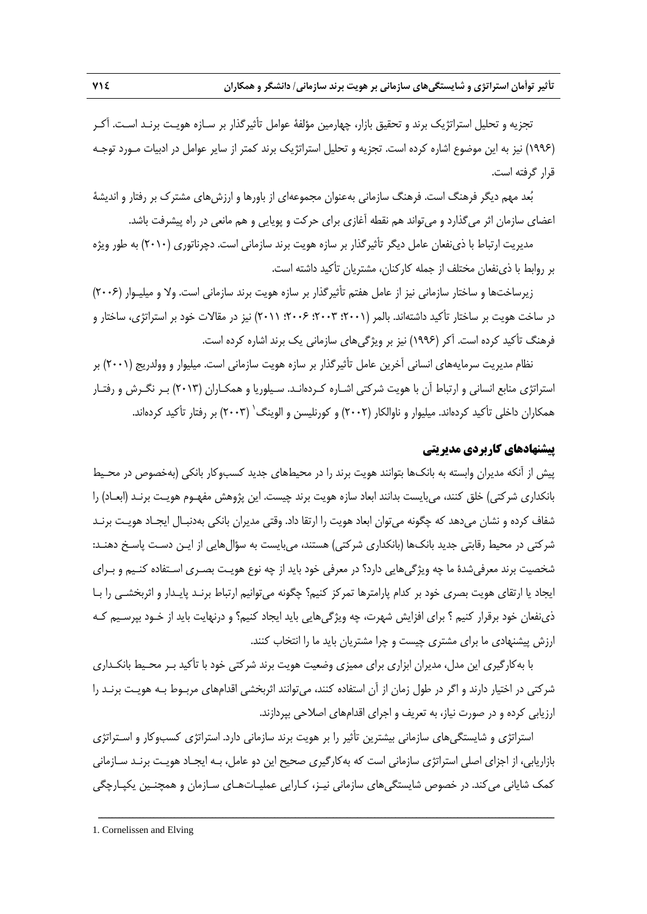تجزیه و تحلیل استراتژیک برند و تحقیق بازار، چهارمین مؤلفهٔ عوامل تأثیرگذار بر سازه هویت برند است. آکر (۱۹۹۶) نیز به این موضوع اشاره کرده است. تجزیه و تحلیل استراتژیک برند کمتر از سایر عوامل در ادبیات مورد توجه قرار گرفته است.

بُعد مهم دیگر فرهنگ است. فرهنگ سازمانی به‌عنوان مجموعه‌ای از باورها و ارزش‌های مشترک بر رفتار و اندیشهٔ اعضای سازمان اثر می‌گذارد و می‌تواند هم نقطه آغازی برای حرکت و پویایی و هم مانعی در راه پیشرفت باشد.

مدیریت ارتباط با ذی‌نفعان عامل دیگر تأثیرگذار بر سازه هویت برند سازمانی است. دچرناتوری (۲۰۱۰) به طور ویژه بر روابط با ذی‌نفعان مختلف از جمله کارکنان، مشتریان تأکید داشته است.

زیرساخت‌ها و ساختار سازمانی نیز از عامل هفتم تأثیرگذار بر سازه هویت برند سازمانی است. ولا و میلیوار (۲۰۰۶) در ساخت هویت بر ساختار تأکید داشته‌اند. بالمر (۲۰۰۱؛ ۲۰۰۳؛ ۲۰۰۶؛ ۲۰۱۱) نیز در مقالات خود بر استراتژی، ساختار و فرهنگ تأکید کرده است. آکر (۱۹۹۶) نیز بر ویژگی‌های سازمانی یک برند اشاره کرده است.

نظام مدیریت سرمایه‌های انسانی آخرین عامل تأثیرگذار بر سازه هویت سازمانی است. میلیوار و وولدریج (۲۰۰۱) بر استراتژی منابع انسانی و ارتباط آن با هویت شرکتی اشاره کرده‌اند. سیلوریا و همکاران (۲۰۱۳) بر نگرش و رفتار همکاران داخلی تأکید کرده‌اند. میلیوار و ناوالکار (۲۰۰۲) و کورنلیسن و الوینگ[1] (۲۰۰۳) بر رفتار تأکید کرده‌اند.

## پیشنهادهای کاربردی مدیریتی

پیش از آنکه مدیران وابسته به بانک‌ها بتوانند هویت برند را در محیط‌های جدید کسب‌وکار بانکی (به‌خصوص در محیط بانکداری شرکتی) خلق کنند، می‌بایست بدانند ابعاد سازه هویت برند چیست. این پژوهش مفهوم هویت برند (ابعاد) را شفاف کرده و نشان می‌دهد که چگونه می‌توان ابعاد هویت را ارتقا داد. وقتی مدیران بانکی به‌دنبال ایجاد هویت برند شرکتی در محیط رقابتی جدید بانک‌ها (بانکداری شرکتی) هستند، می‌بایست به سؤال‌هایی از این دست پاسخ دهند: شخصیت برند معرفی‌شدهٔ ما چه ویژگی‌هایی دارد؟ در معرفی خود باید از چه نوع هویت بصری استفاده کنیم و برای ایجاد یا ارتقای هویت بصری خود بر کدام پارامترها تمرکز کنیم؟ چگونه می‌توانیم ارتباط برند پایدار و اثربخشی را با ذی‌نفعان خود برقرار کنیم ؟ برای افزایش شهرت، چه ویژگی‌هایی باید ایجاد کنیم؟ و درنهایت باید از خود بپرسیم که ارزش پیشنهادی ما برای مشتری چیست و چرا مشتریان باید ما را انتخاب کنند.

با به‌کارگیری این مدل، مدیران ابزاری برای ممیزی وضعیت هویت برند شرکتی خود با تأکید بر محیط بانکداری شرکتی در اختیار دارند و اگر در طول زمان از آن استفاده کنند، می‌توانند اثربخشی اقدام‌های مربوط به هویت برند را ارزیابی کرده و در صورت نیاز، به تعریف و اجرای اقدام‌های اصلاحی بپردازند.

استراتژی و شایستگی‌های سازمانی بیشترین تأثیر را بر هویت برند سازمانی دارد. استراتژی کسب‌وکار و استراتژی بازاریابی، از اجزای اصلی استراتژی سازمانی است که به‌کارگیری صحیح این دو عامل، به ایجاد هویت برند سازمانی کمک شایانی می‌کند. در خصوص شایستگی‌های سازمانی نیز، کارایی عملیات‌های سازمان و همچنین یکپارچگی

---

1. Cornelissen and Elving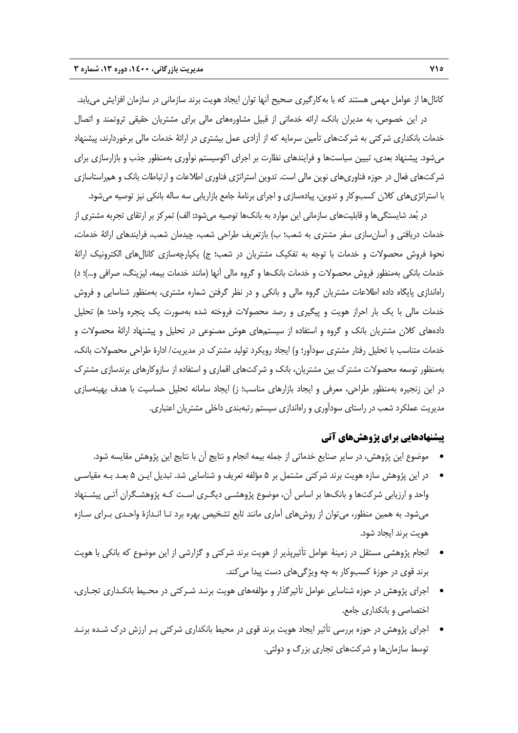کانال‌ها از عوامل مهمی هستند که با به‌کارگیری صحیح آنها توان ایجاد هویت برند سازمانی در سازمان افزایش می‌یابد.

در این خصوص، به مدیران بانک، ارائه خدماتی از قبیل مشاوره‌های مالی برای مشتریان حقیقی ثروتمند و اتصال خدمات بانکداری شرکتی به شرکت‌های تأمین سرمایه که از آزادی عمل بیشتری در ارائهٔ خدمات مالی برخوردارند، پیشنهاد می‌شود. پیشنهاد بعدی، تبیین سیاست‌ها و فرایندهای نظارت بر اجرای اکوسیستم نوآوری به‌منظور جذب و بازارسازی برای شرکت‌های فعال در حوزه فناوری‌های نوین مالی است. تدوین استراتژی فناوری اطلاعات و ارتباطات بانک و هم‌راستاسازی با استراتژی‌های کلان کسب‌وکار و تدوین، پیاده‌سازی و اجرای برنامهٔ جامع بازاریابی سه ساله بانکی نیز توصیه می‌شود.

در بُعد شایستگی‌ها و قابلیت‌های سازمانی این موارد به بانک‌ها توصیه می‌شود: الف) تمرکز بر ارتقای تجربه مشتری از خدمات دریافتی و آسان‌سازی سفر مشتری به شعب؛ ب) بازتعریف طراحی شعب، چیدمان شعب، فرایندهای ارائهٔ خدمات، نحوهٔ فروش محصولات و خدمات با توجه به تفکیک مشتریان در شعب؛ ج) یکپارچه‌سازی کانال‌های الکترونیک ارائهٔ خدمات بانکی به‌منظور فروش محصولات و خدمات بانک‌ها و گروه مالی آنها (مانند خدمات بیمه، لیزینگ، صرافی و...)؛ د) راه‌اندازی پایگاه داده اطلاعات مشتریان گروه مالی و بانکی و در نظر گرفتن شماره مشتری، به‌منظور شناسایی و فروش خدمات مالی با یک بار احراز هویت و پیگیری و رصد محصولات فروخته شده به‌صورت یک پنجره واحد؛ ه) تحلیل داده‌های کلان مشتریان بانک و گروه و استفاده از سیستم‌های هوش مصنوعی در تحلیل و پیشنهاد ارائهٔ محصولات و خدمات متناسب با تحلیل رفتار مشتری سودآور؛ و) ایجاد رویکرد تولید مشترک در مدیریت/ ادارهٔ طراحی محصولات بانک، به‌منظور توسعه محصولات مشترک بین مشتریان، بانک و شرکت‌های اقماری و استفاده از سازوکارهای برندسازی مشترک در این زنجیره به‌منظور طراحی، معرفی و ایجاد بازارهای مناسب؛ ز) ایجاد سامانه تحلیل حساسیت با هدف بهینه‌سازی مدیریت عملکرد شعب در راستای سودآوری و راه‌اندازی سیستم رتبه‌بندی داخلی مشتریان اعتباری.

## پیشنهادهایی برای پژوهش‌های آتی

- موضوع این پژوهش، در سایر صنایع خدماتی از جمله بیمه انجام و نتایج آن با نتایج این پژوهش مقایسه شود.
- در این پژوهش سازه هویت برند شرکتی مشتمل بر ۵ مؤلفه تعریف و شناسایی شد. تبدیل این ۵ بعد به مقیاسی واحد و ارزیابی شرکت‌ها و بانک‌ها بر اساس آن، موضوع پژوهشی دیگری است که پژوهشگران آتی پیشنهاد می‌شود. به همین منظور، می‌توان از روش‌های آماری مانند تابع تشخیص بهره برد تا اندازهٔ واحدی برای سازه هویت برند ایجاد شود.
- انجام پژوهشی مستقل در زمینهٔ عوامل تأثیرپذیر از هویت برند شرکتی و گزارشی از این موضوع که بانکی با هویت برند قوی در حوزهٔ کسب‌وکار به چه ویژگی‌های دست پیدا می‌کند.
- اجرای پژوهش در حوزه شناسایی عوامل تأثیرگذار و مؤلفه‌های هویت برند شرکتی در محیط بانکداری تجاری، اختصاصی و بانکداری جامع.
- اجرای پژوهش در حوزه بررسی تأثیر ایجاد هویت برند قوی در محیط بانکداری شرکتی بر ارزش درک شده برند توسط سازمان‌ها و شرکت‌های تجاری بزرگ و دولتی.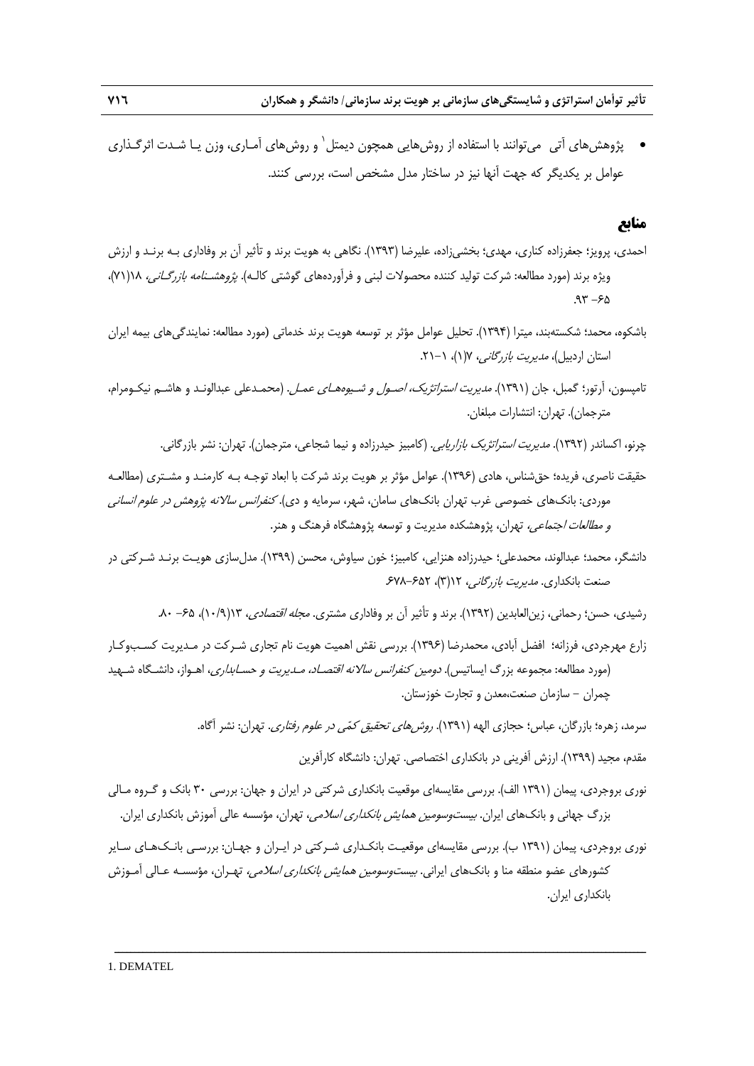- پژوهش‌های آتی می‌توانند با استفاده از روش‌هایی همچون دیمتل[1] و روش‌های آماری، وزن یا شدت اثرگذاری عوامل بر یکدیگر که جهت آنها نیز در ساختار مدل مشخص است، بررسی کنند.

## منابع

احمدی، پرویز؛ جعفرزاده کناری، مهدی؛ بخشی‌زاده، علیرضا (۱۳۹۳). نگاهی به هویت برند و تأثیر آن بر وفاداری بـه برنـد و ارزش ویژه برند (مورد مطالعه: شرکت تولید کننده محصولات لبنی و فرآورده‌های گوشتی کالـه). *پژوهشنامه بازرگانی*، ۱۸(۷۱)، ۶۵-۹۳.

باشکوه، محمد؛ شکسته‌بند، میترا (۱۳۹۴). تحلیل عوامل مؤثر بر توسعه هویت برند خدماتی (مورد مطالعه: نمایندگی‌های بیمه ایران استان اردبیل)، *مدیریت بازرگانی*، ۷(۱)، ۱-۲۱.

تامپسون، آرتور؛ گمبل، جان (۱۳۹۱). *مدیریت استراتژیک، اصـول و شـیوه‌هـای عمـل*. (محمـدعلی عبدالونـد و هاشـم نیکـومرام، مترجمان). تهران: انتشارات مبلغان.

چرنو، اکساندر (۱۳۹۲). *مدیریت استراتژیک بازاریابی*. (کامبیز حیدرزاده و نیما شجاعی، مترجمان). تهران: نشر بازرگانی.

حقیقت ناصری، فریده؛ حق‌شناس، هادی (۱۳۹۶). عوامل مؤثر بر هویت برند شرکت با ابعاد توجـه بـه کارمنـد و مشـتری (مطالعـه موردی: بانک‌های خصوصی غرب تهران بانک‌های سامان، شهر، سرمایه و دی). *کنفرانس سالانه پژوهش در علوم انسانی و مطالعات اجتماعی*، تهران، پژوهشکده مدیریت و توسعه پژوهشگاه فرهنگ و هنر.

دانشگر، محمد؛ عبدالوند، محمدعلی؛ حیدرزاده هنزایی، کامبیز؛ خون سیاوش، محسن (۱۳۹۹). مدل‌سازی هویـت برنـد شـرکتی در صنعت بانکداری. *مدیریت بازرگانی*، ۱۲(۳)، ۶۵۲-۶۷۸.

رشیدی، حسن؛ رحمانی، زین‌العابدین (۱۳۹۲). برند و تأثیر آن بر وفاداری مشتری. *مجله اقتصادی*، ۱۳(۱۰/۹)، ۶۵- ۸۰.

زارع مهرجردی، فرزانه؛ افضل آبادی، محمدرضا (۱۳۹۶). بررسی نقش اهمیت هویت نام تجاری شـرکت در مـدیریت کسـب‌وکـار (مورد مطالعه: مجموعه بزرگ ایساتیس). *دومین کنفرانس سالانه اقتصـاد، مـدیریت و حسـابداری*، اهـواز، دانشـگاه شـهید چمران – سازمان صنعت،معدن و تجارت خوزستان.

سرمد، زهره؛ بازرگان، عباس؛ حجازی الهه (۱۳۹۱). *روش‌های تحقیق کمّی در علوم رفتاری*. تهران: نشر آگاه.

مقدم، مجید (۱۳۹۹). ارزش آفرینی در بانکداری اختصاصی. تهران: دانشگاه کارآفرین

نوری بروجردی، پیمان (۱۳۹۱ الف). بررسی مقایسه‌ای موقعیت بانکداری شرکتی در ایران و جهان: بررسی ۳۰ بانک و گـروه مـالی بزرگ جهانی و بانک‌های ایران. *بیست‌وسومین همایش بانکداری اسلامی*، تهران، مؤسسه عالی آموزش بانکداری ایران.

نوری بروجردی، پیمان (۱۳۹۱ ب). بررسی مقایسه‌ای موقعیـت بانکـداری شـرکتی در ایـران و جهـان: بررسـی بانـک‌هـای سـایر کشورهای عضو منطقه منا و بانک‌های ایرانی. *بیست‌وسومین همایش بانکداری اسلامی*، تهـران، مؤسسـه عـالی آمـوزش بانکداری ایران.

1. DEMATEL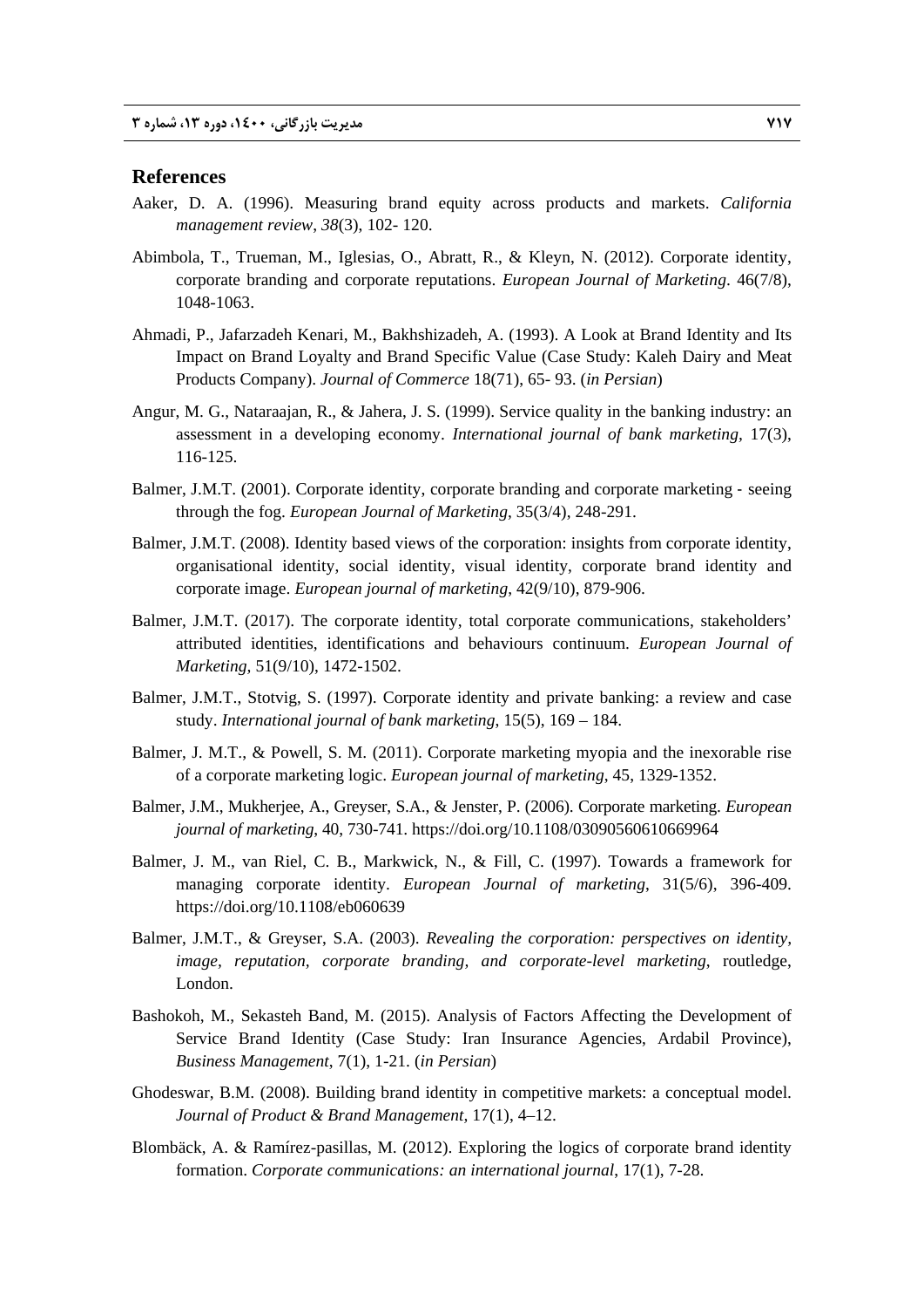## References

Aaker, D. A. (1996). Measuring brand equity across products and markets. *California management review*, *38*(3), 102- 120.

Abimbola, T., Trueman, M., Iglesias, O., Abratt, R., & Kleyn, N. (2012). Corporate identity, corporate branding and corporate reputations. *European Journal of Marketing*. 46(7/8), 1048-1063.

Ahmadi, P., Jafarzadeh Kenari, M., Bakhshizadeh, A. (1993). A Look at Brand Identity and Its Impact on Brand Loyalty and Brand Specific Value (Case Study: Kaleh Dairy and Meat Products Company). *Journal of Commerce* 18(71), 65- 93. (*in Persian*)

Angur, M. G., Nataraajan, R., & Jahera, J. S. (1999). Service quality in the banking industry: an assessment in a developing economy. *International journal of bank marketing*, 17(3), 116-125.

Balmer, J.M.T. (2001). Corporate identity, corporate branding and corporate marketing - seeing through the fog. *European Journal of Marketing*, 35(3/4), 248-291.

Balmer, J.M.T. (2008). Identity based views of the corporation: insights from corporate identity, organisational identity, social identity, visual identity, corporate brand identity and corporate image. *European journal of marketing*, 42(9/10), 879-906.

Balmer, J.M.T. (2017). The corporate identity, total corporate communications, stakeholders' attributed identities, identifications and behaviours continuum. *European Journal of Marketing*, 51(9/10), 1472-1502.

Balmer, J.M.T., Stotvig, S. (1997). Corporate identity and private banking: a review and case study. *International journal of bank marketing*, 15(5), 169 – 184.

Balmer, J. M.T., & Powell, S. M. (2011). Corporate marketing myopia and the inexorable rise of a corporate marketing logic. *European journal of marketing*, 45, 1329-1352.

Balmer, J.M., Mukherjee, A., Greyser, S.A., & Jenster, P. (2006). Corporate marketing. *European journal of marketing*, 40, 730-741. https://doi.org/10.1108/03090560610669964

Balmer, J. M., van Riel, C. B., Markwick, N., & Fill, C. (1997). Towards a framework for managing corporate identity. *European Journal of marketing*, 31(5/6), 396-409. https://doi.org/10.1108/eb060639

Balmer, J.M.T., & Greyser, S.A. (2003). *Revealing the corporation: perspectives on identity, image, reputation, corporate branding, and corporate-level marketing*, routledge, London.

Bashokoh, M., Sekasteh Band, M. (2015). Analysis of Factors Affecting the Development of Service Brand Identity (Case Study: Iran Insurance Agencies, Ardabil Province), *Business Management*, 7(1), 1-21. (*in Persian*)

Ghodeswar, B.M. (2008). Building brand identity in competitive markets: a conceptual model. *Journal of Product & Brand Management,* 17(1), 4–12.

Blombäck, A. & Ramírez-pasillas, M. (2012). Exploring the logics of corporate brand identity formation. *Corporate communications: an international journal*, 17(1), 7-28.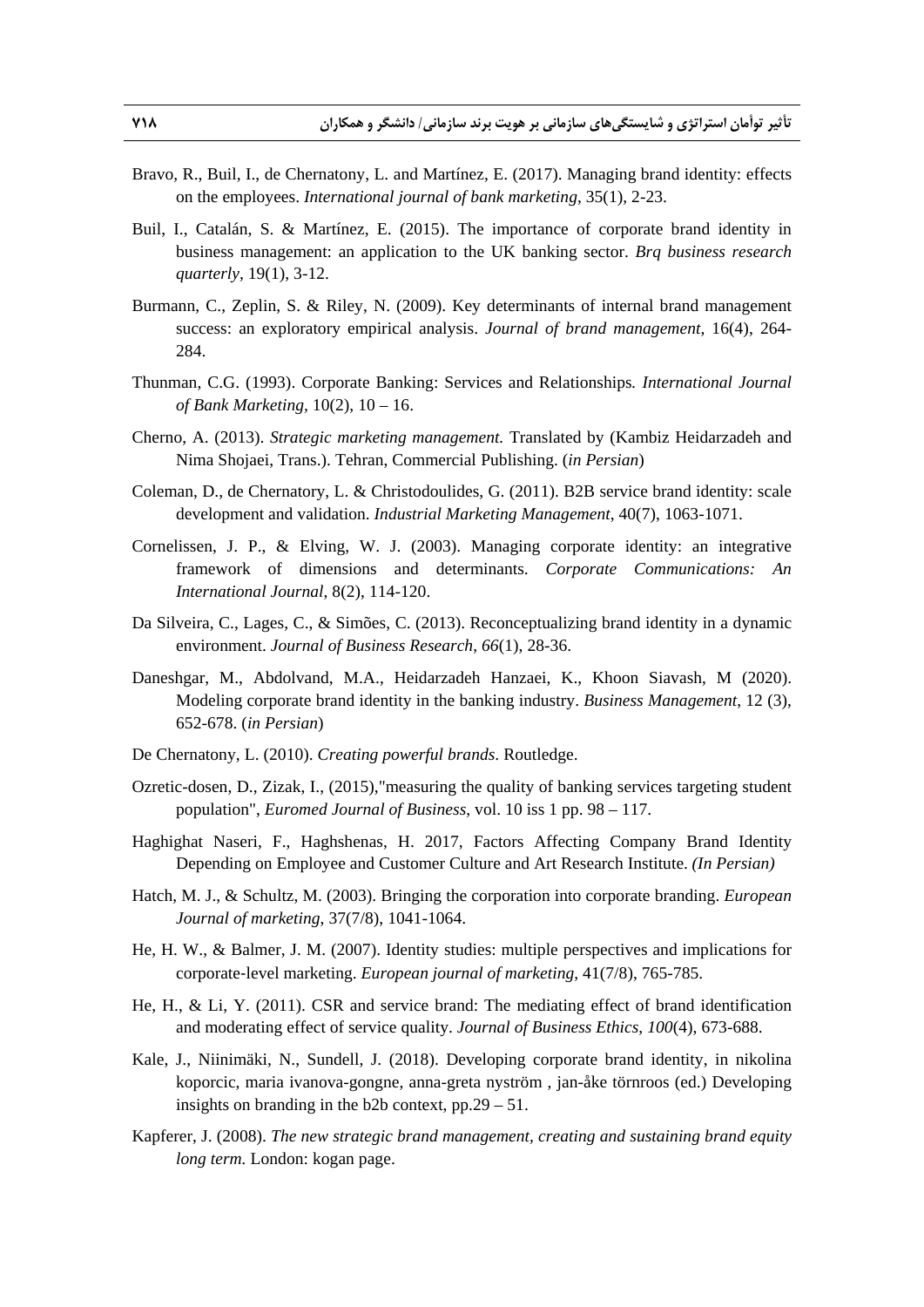Bravo, R., Buil, I., de Chernatony, L. and Martínez, E. (2017). Managing brand identity: effects on the employees. *International journal of bank marketing*, 35(1), 2-23.

Buil, I., Catalán, S. & Martínez, E. (2015). The importance of corporate brand identity in business management: an application to the UK banking sector. *Brq business research quarterly*, 19(1), 3-12.

Burmann, C., Zeplin, S. & Riley, N. (2009). Key determinants of internal brand management success: an exploratory empirical analysis. *Journal of brand management*, 16(4), 264-284.

Thunman, C.G. (1993). Corporate Banking: Services and Relationships*. International Journal of Bank Marketing*, 10(2), 10 – 16.

Cherno, A. (2013). *Strategic marketing management.* Translated by (Kambiz Heidarzadeh and Nima Shojaei, Trans.). Tehran, Commercial Publishing. (*in Persian*)

Coleman, D., de Chernatony, L. & Christodoulides, G. (2011). B2B service brand identity: scale development and validation. *Industrial Marketing Management*, 40(7), 1063-1071.

Cornelissen, J. P., & Elving, W. J. (2003). Managing corporate identity: an integrative framework of dimensions and determinants. *Corporate Communications: An International Journal*, 8(2), 114-120.

Da Silveira, C., Lages, C., & Simões, C. (2013). Reconceptualizing brand identity in a dynamic environment. *Journal of Business Research*, *66*(1), 28-36.

Daneshgar, M., Abdolvand, M.A., Heidarzadeh Hanzaei, K., Khoon Siavash, M (2020). Modeling corporate brand identity in the banking industry. *Business Management*, 12 (3), 652-678. (*in Persian*)

De Chernatony, L. (2010). *Creating powerful brands*. Routledge.

Ozretic-dosen, D., Zizak, I., (2015),"measuring the quality of banking services targeting student population", *Euromed Journal of Business*, vol. 10 iss 1 pp. 98 – 117.

Haghighat Naseri, F., Haghshenas, H. 2017, Factors Affecting Company Brand Identity Depending on Employee and Customer Culture and Art Research Institute. *(In Persian)*

Hatch, M. J., & Schultz, M. (2003). Bringing the corporation into corporate branding. *European Journal of marketing*, 37(7/8), 1041-1064.

He, H. W., & Balmer, J. M. (2007). Identity studies: multiple perspectives and implications for corporate-level marketing. *European journal of marketing*, 41(7/8), 765-785.

He, H., & Li, Y. (2011). CSR and service brand: The mediating effect of brand identification and moderating effect of service quality. *Journal of Business Ethics*, *100*(4), 673-688.

Kale, J., Niinimäki, N., Sundell, J. (2018). Developing corporate brand identity, in nikolina koporcic, maria ivanova-gongne, anna-greta nyström , jan-åke törnroos (ed.) Developing insights on branding in the b2b context, pp.29 – 51.

Kapferer, J. (2008). *The new strategic brand management, creating and sustaining brand equity long term.* London: kogan page.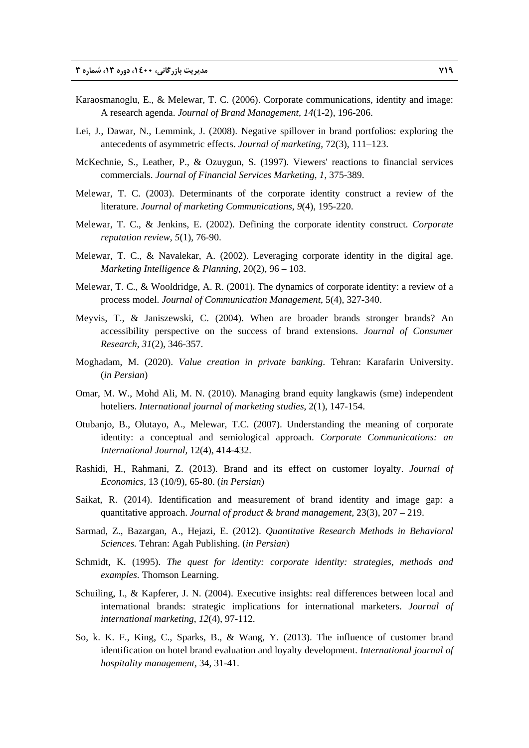Karaosmanoglu, E., & Melewar, T. C. (2006). Corporate communications, identity and image: A research agenda. *Journal of Brand Management*, *14*(1-2), 196-206.

Lei, J., Dawar, N., Lemmink, J. (2008). Negative spillover in brand portfolios: exploring the antecedents of asymmetric effects. *Journal of marketing*, 72(3), 111–123.

McKechnie, S., Leather, P., & Ozuygun, S. (1997). Viewers' reactions to financial services commercials. *Journal of Financial Services Marketing*, *1*, 375-389.

Melewar, T. C. (2003). Determinants of the corporate identity construct a review of the literature. *Journal of marketing Communications*, *9*(4), 195-220.

Melewar, T. C., & Jenkins, E. (2002). Defining the corporate identity construct. *Corporate reputation review*, *5*(1), 76-90.

Melewar, T. C., & Navalekar, A. (2002). Leveraging corporate identity in the digital age. *Marketing Intelligence & Planning*, 20(2), 96 – 103.

Melewar, T. C., & Wooldridge, A. R. (2001). The dynamics of corporate identity: a review of a process model. *Journal of Communication Management*, 5(4), 327-340.

Meyvis, T., & Janiszewski, C. (2004). When are broader brands stronger brands? An accessibility perspective on the success of brand extensions. *Journal of Consumer Research*, *31*(2), 346-357.

Moghadam, M. (2020). *Value creation in private banking*. Tehran: Karafarin University. (*in Persian*)

Omar, M. W., Mohd Ali, M. N. (2010). Managing brand equity langkawis (sme) independent hoteliers. *International journal of marketing studies*, 2(1), 147-154.

Otubanjo, B., Olutayo, A., Melewar, T.C. (2007). Understanding the meaning of corporate identity: a conceptual and semiological approach. *Corporate Communications: an International Journal,* 12(4), 414-432.

Rashidi, H., Rahmani, Z. (2013). Brand and its effect on customer loyalty. *Journal of Economics*, 13 (10/9), 65-80. (*in Persian*)

Saikat, R. (2014). Identification and measurement of brand identity and image gap: a quantitative approach. *Journal of product & brand management*, 23(3), 207 – 219.

Sarmad, Z., Bazargan, A., Hejazi, E. (2012). *Quantitative Research Methods in Behavioral Sciences.* Tehran: Agah Publishing. (*in Persian*)

Schmidt, K. (1995). *The quest for identity: corporate identity: strategies, methods and examples*. Thomson Learning.

Schuiling, I., & Kapferer, J. N. (2004). Executive insights: real differences between local and international brands: strategic implications for international marketers. *Journal of international marketing*, *12*(4), 97-112.

So, k. K. F., King, C., Sparks, B., & Wang, Y. (2013). The influence of customer brand identification on hotel brand evaluation and loyalty development. *International journal of hospitality management,* 34, 31-41.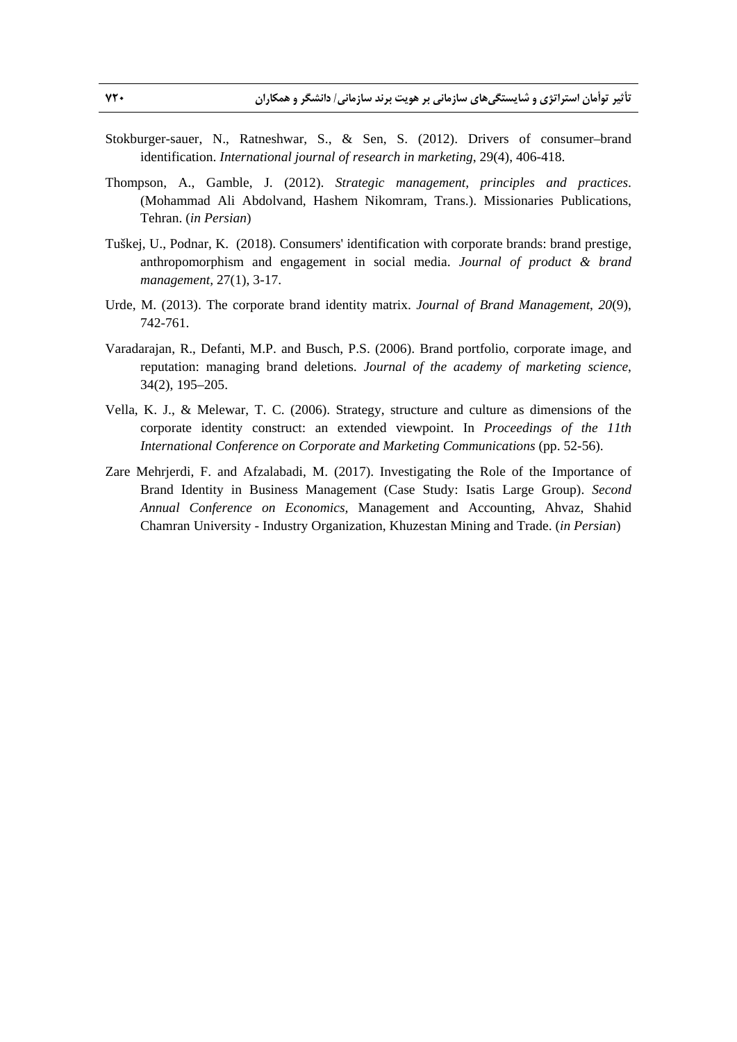Stokburger-sauer, N., Ratneshwar, S., & Sen, S. (2012). Drivers of consumer–brand identification. *International journal of research in marketing*, 29(4), 406-418.

Thompson, A., Gamble, J. (2012). *Strategic management, principles and practices*. (Mohammad Ali Abdolvand, Hashem Nikomram, Trans.). Missionaries Publications, Tehran. (*in Persian*)

Tuškej, U., Podnar, K. (2018). Consumers' identification with corporate brands: brand prestige, anthropomorphism and engagement in social media. *Journal of product & brand management*, 27(1), 3-17.

Urde, M. (2013). The corporate brand identity matrix. *Journal of Brand Management*, *20*(9), 742-761.

Varadarajan, R., Defanti, M.P. and Busch, P.S. (2006). Brand portfolio, corporate image, and reputation: managing brand deletions. *Journal of the academy of marketing science*, 34(2), 195–205.

Vella, K. J., & Melewar, T. C. (2006). Strategy, structure and culture as dimensions of the corporate identity construct: an extended viewpoint. In *Proceedings of the 11th International Conference on Corporate and Marketing Communications* (pp. 52-56).

Zare Mehrjerdi, F. and Afzalabadi, M. (2017). Investigating the Role of the Importance of Brand Identity in Business Management (Case Study: Isatis Large Group). *Second Annual Conference on Economics,* Management and Accounting, Ahvaz, Shahid Chamran University - Industry Organization, Khuzestan Mining and Trade. (*in Persian*)